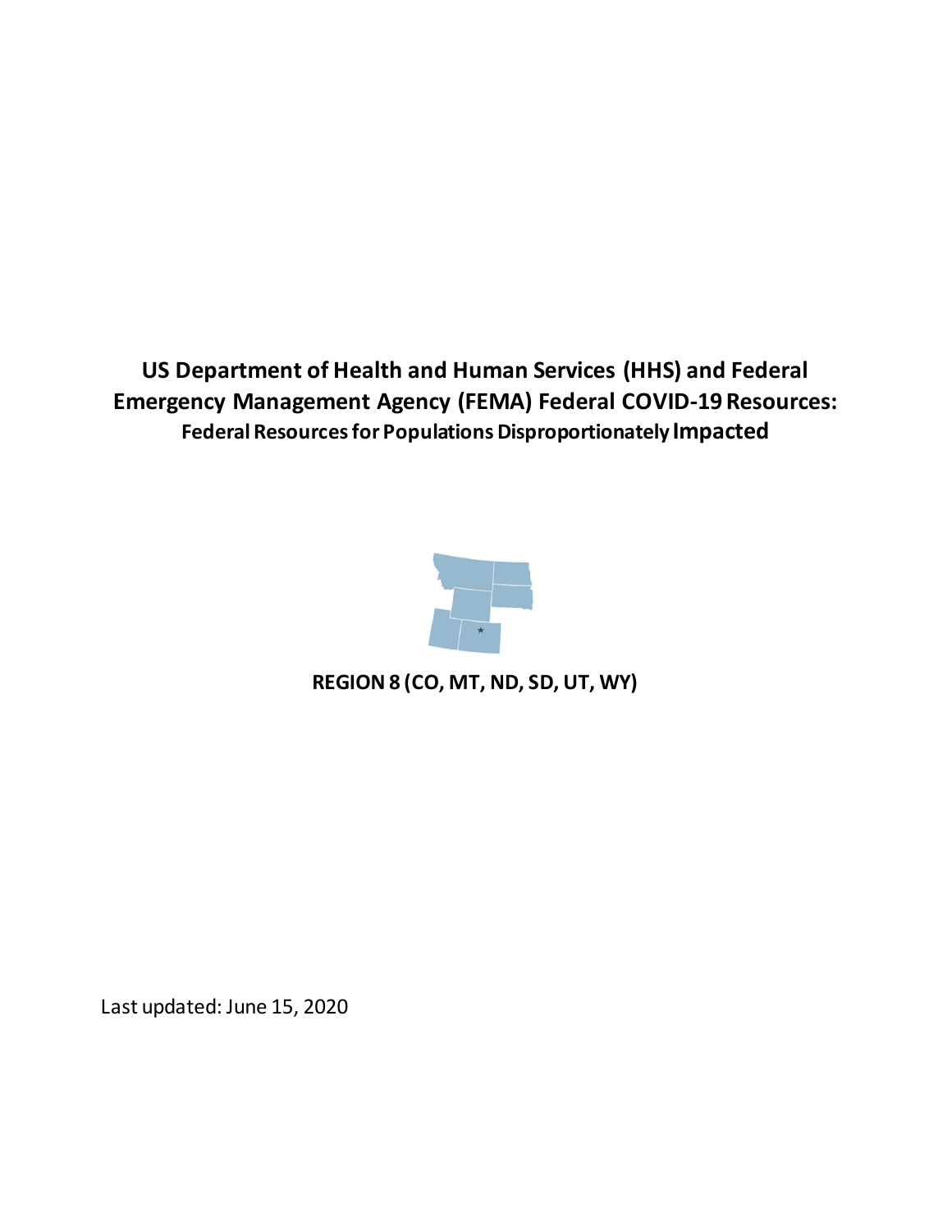# US Department of Health and Human Services (HHS) and Federal Emergency Management Agency (FEMA) Federal COVID-19 Resources:

## Federal Resources for Populations Disproportionately Impacted

**REGION 8 (CO, MT, ND, SD, UT, WY)**

Last updated: June 15, 2020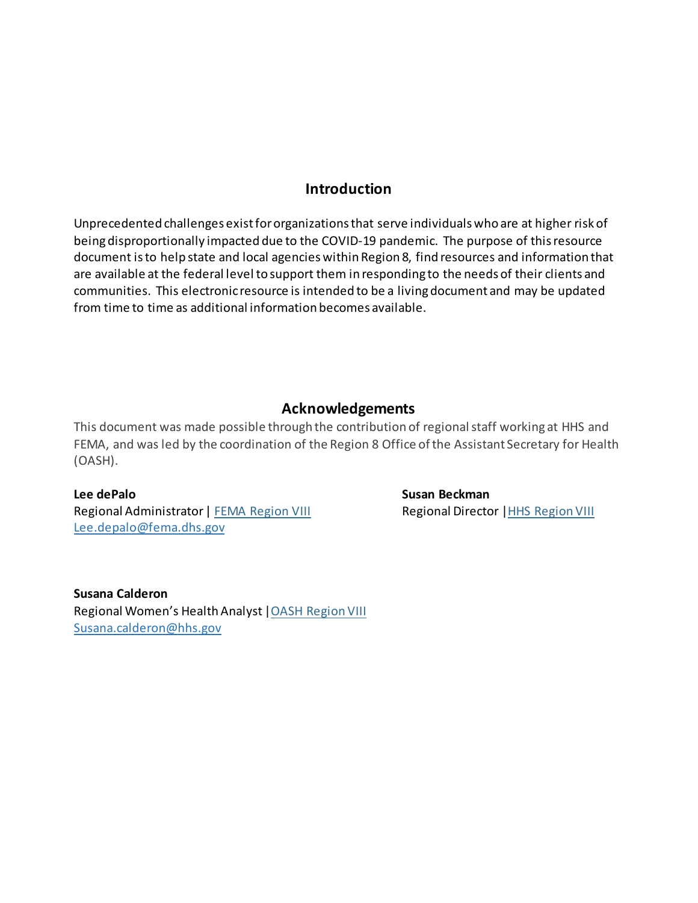## Introduction

Unprecedented challenges exist for organizations that serve individuals who are at higher risk of being disproportionally impacted due to the COVID-19 pandemic. The purpose of this resource document is to help state and local agencies within Region 8, find resources and information that are available at the federal level to support them in responding to the needs of their clients and communities. This electronic resource is intended to be a living document and may be updated from time to time as additional information becomes available.

## Acknowledgements

This document was made possible through the contribution of regional staff working at HHS and FEMA, and was led by the coordination of the Region 8 Office of the Assistant Secretary for Health (OASH).

**Lee dePalo**
Regional Administrator | [FEMA Region VIII]
[Lee.depalo@fema.dhs.gov]

**Susan Beckman**
Regional Director | [HHS Region VIII]

**Susana Calderon**
Regional Women's Health Analyst | [OASH Region VIII]
[Susana.calderon@hhs.gov]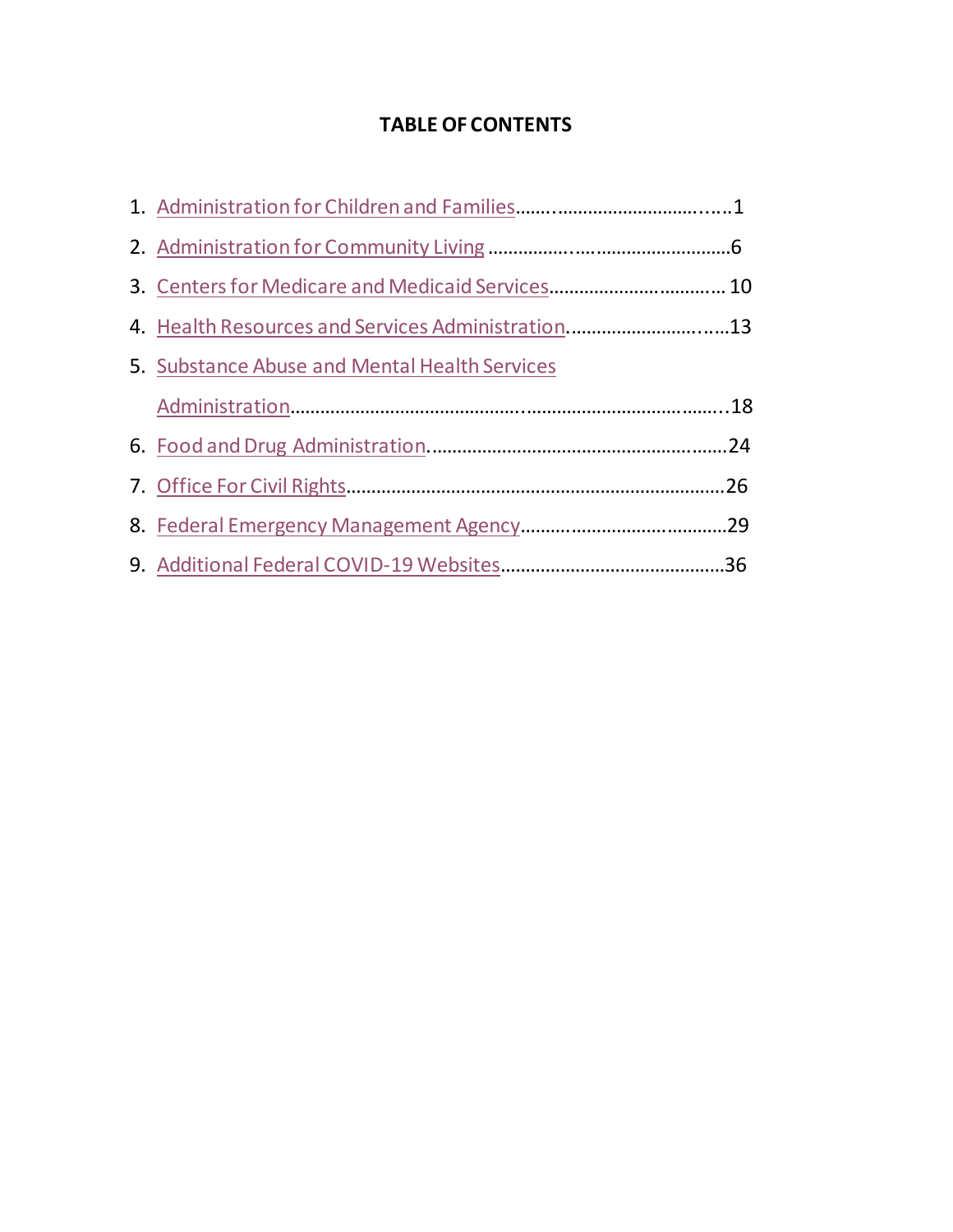**TABLE OF CONTENTS**

1. Administration for Children and Families……..............................……1
2. Administration for Community Living ……………..…..........................6
3. Centers for Medicare and Medicaid Services…………………………..… 10
4. Health Resources and Services Administration.………………………..…..13
5. Substance Abuse and Mental Health Services Administration……………………………………..……………………………….…..18
6. Food and Drug Administration.………………………………………….……24
7. Office For Civil Rights……………………………………………………………….26
8. Federal Emergency Management Agency……………………….…........29
9. Additional Federal COVID-19 Websites………………………………………36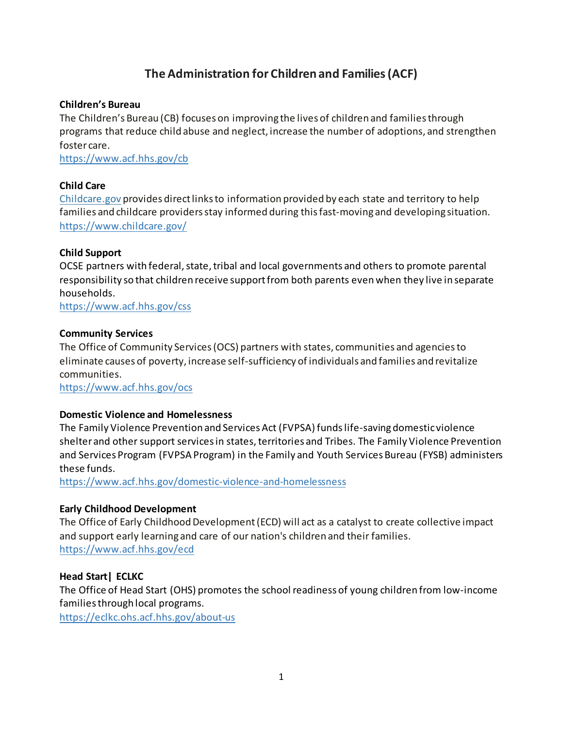# The Administration for Children and Families (ACF)

**Children's Bureau**
The Children's Bureau (CB) focuses on improving the lives of children and families through programs that reduce child abuse and neglect, increase the number of adoptions, and strengthen foster care.
https://www.acf.hhs.gov/cb

**Child Care**
Childcare.gov provides direct links to information provided by each state and territory to help families and childcare providers stay informed during this fast-moving and developing situation.
https://www.childcare.gov/

**Child Support**
OCSE partners with federal, state, tribal and local governments and others to promote parental responsibility so that children receive support from both parents even when they live in separate households.
https://www.acf.hhs.gov/css

**Community Services**
The Office of Community Services (OCS) partners with states, communities and agencies to eliminate causes of poverty, increase self-sufficiency of individuals and families and revitalize communities.
https://www.acf.hhs.gov/ocs

**Domestic Violence and Homelessness**
The Family Violence Prevention and Services Act (FVPSA) funds life-saving domestic violence shelter and other support services in states, territories and Tribes. The Family Violence Prevention and Services Program (FVPSA Program) in the Family and Youth Services Bureau (FYSB) administers these funds.
https://www.acf.hhs.gov/domestic-violence-and-homelessness

**Early Childhood Development**
The Office of Early Childhood Development (ECD) will act as a catalyst to create collective impact and support early learning and care of our nation's children and their families.
https://www.acf.hhs.gov/ecd

**Head Start| ECLKC**
The Office of Head Start (OHS) promotes the school readiness of young children from low-income families through local programs.
https://eclkc.ohs.acf.hhs.gov/about-us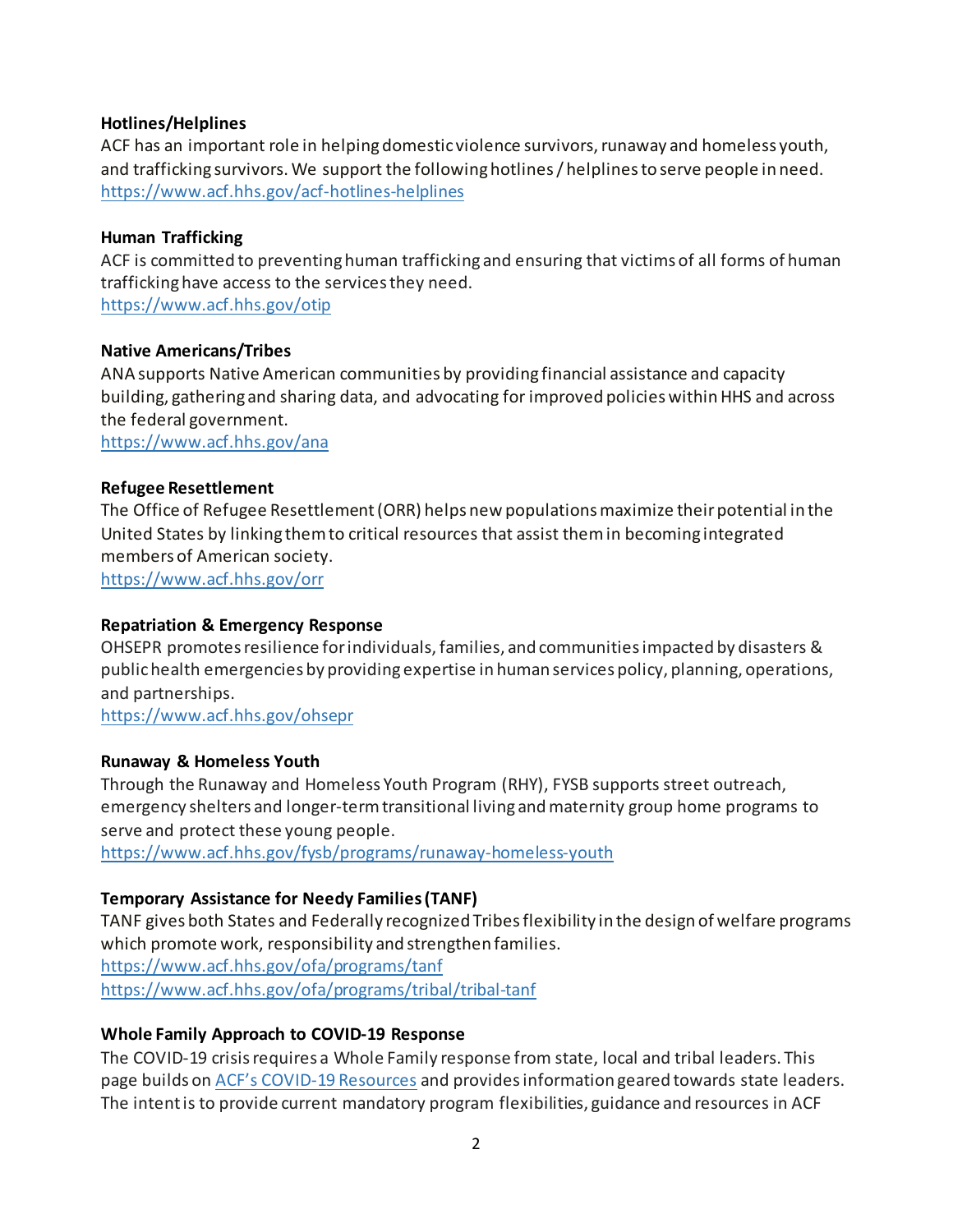**Hotlines/Helplines**
ACF has an important role in helping domestic violence survivors, runaway and homeless youth, and trafficking survivors. We support the following hotlines / helplines to serve people in need.
https://www.acf.hhs.gov/acf-hotlines-helplines

**Human Trafficking**
ACF is committed to preventing human trafficking and ensuring that victims of all forms of human trafficking have access to the services they need.
https://www.acf.hhs.gov/otip

**Native Americans/Tribes**
ANA supports Native American communities by providing financial assistance and capacity building, gathering and sharing data, and advocating for improved policies within HHS and across the federal government.
https://www.acf.hhs.gov/ana

**Refugee Resettlement**
The Office of Refugee Resettlement (ORR) helps new populations maximize their potential in the United States by linking them to critical resources that assist them in becoming integrated members of American society.
https://www.acf.hhs.gov/orr

**Repatriation & Emergency Response**
OHSEPR promotes resilience for individuals, families, and communities impacted by disasters & public health emergencies by providing expertise in human services policy, planning, operations, and partnerships.
https://www.acf.hhs.gov/ohsepr

**Runaway & Homeless Youth**
Through the Runaway and Homeless Youth Program (RHY), FYSB supports street outreach, emergency shelters and longer-term transitional living and maternity group home programs to serve and protect these young people.
https://www.acf.hhs.gov/fysb/programs/runaway-homeless-youth

**Temporary Assistance for Needy Families (TANF)**
TANF gives both States and Federally recognized Tribes flexibility in the design of welfare programs which promote work, responsibility and strengthen families.
https://www.acf.hhs.gov/ofa/programs/tanf
https://www.acf.hhs.gov/ofa/programs/tribal/tribal-tanf

**Whole Family Approach to COVID-19 Response**
The COVID-19 crisis requires a Whole Family response from state, local and tribal leaders. This page builds on ACF's COVID-19 Resources and provides information geared towards state leaders. The intent is to provide current mandatory program flexibilities, guidance and resources in ACF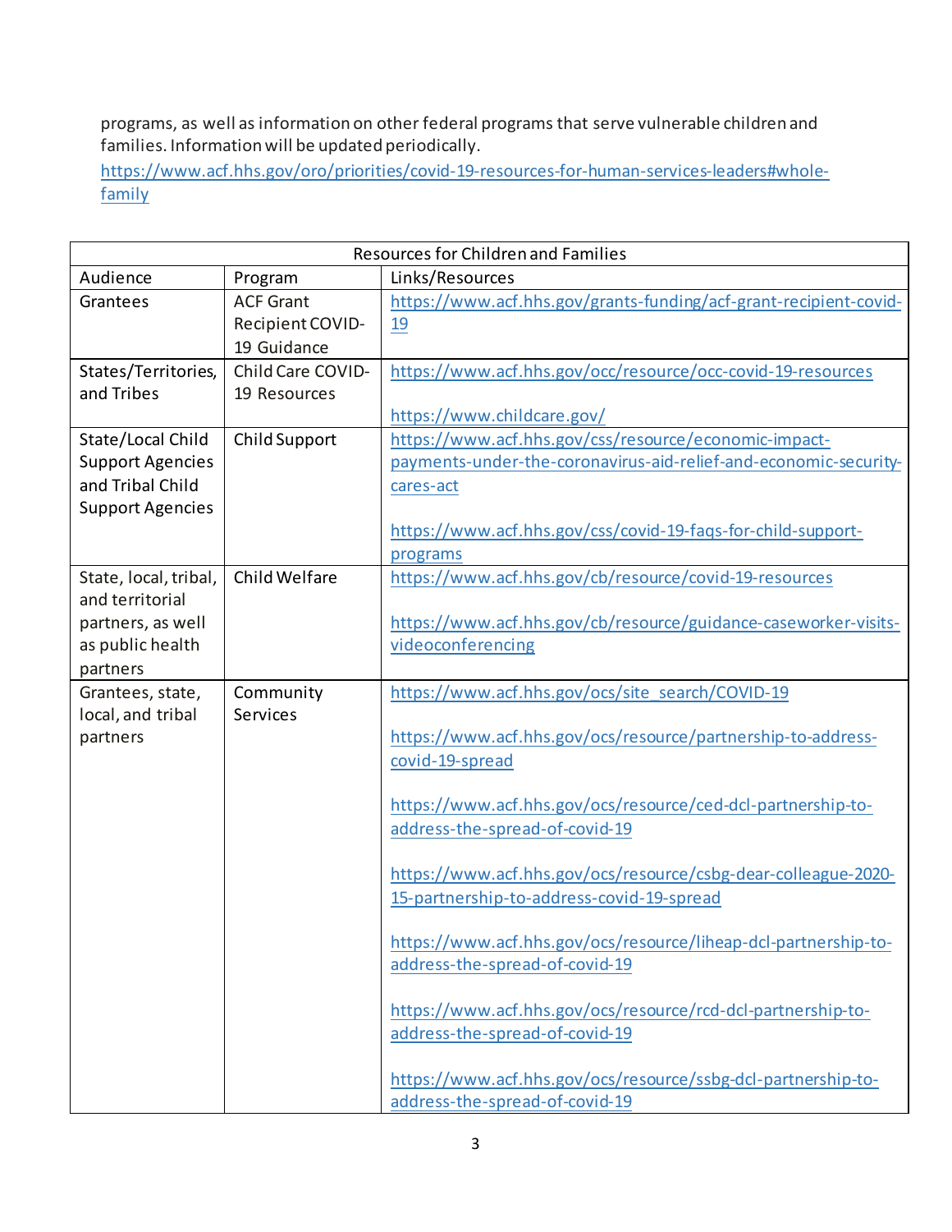programs, as well as information on other federal programs that serve vulnerable children and families. Information will be updated periodically.
https://www.acf.hhs.gov/oro/priorities/covid-19-resources-for-human-services-leaders#whole-family

| Resources for Children and Families | | |
|---|---|---|
| Audience | Program | Links/Resources |
| Grantees | ACF Grant Recipient COVID-19 Guidance | https://www.acf.hhs.gov/grants-funding/acf-grant-recipient-covid-19 |
| States/Territories, and Tribes | Child Care COVID-19 Resources | https://www.acf.hhs.gov/occ/resource/occ-covid-19-resources <br><br> https://www.childcare.gov/ |
| State/Local Child Support Agencies and Tribal Child Support Agencies | Child Support | https://www.acf.hhs.gov/css/resource/economic-impact-payments-under-the-coronavirus-aid-relief-and-economic-security-cares-act <br><br> https://www.acf.hhs.gov/css/covid-19-faqs-for-child-support-programs |
| State, local, tribal, and territorial partners, as well as public health partners | Child Welfare | https://www.acf.hhs.gov/cb/resource/covid-19-resources <br><br> https://www.acf.hhs.gov/cb/resource/guidance-caseworker-visits-videoconferencing |
| Grantees, state, local, and tribal partners | Community Services | https://www.acf.hhs.gov/ocs/site_search/COVID-19 <br><br> https://www.acf.hhs.gov/ocs/resource/partnership-to-address-covid-19-spread <br><br> https://www.acf.hhs.gov/ocs/resource/ced-dcl-partnership-to-address-the-spread-of-covid-19 <br><br> https://www.acf.hhs.gov/ocs/resource/csbg-dear-colleague-2020-15-partnership-to-address-covid-19-spread <br><br> https://www.acf.hhs.gov/ocs/resource/liheap-dcl-partnership-to-address-the-spread-of-covid-19 <br><br> https://www.acf.hhs.gov/ocs/resource/rcd-dcl-partnership-to-address-the-spread-of-covid-19 <br><br> https://www.acf.hhs.gov/ocs/resource/ssbg-dcl-partnership-to-address-the-spread-of-covid-19 |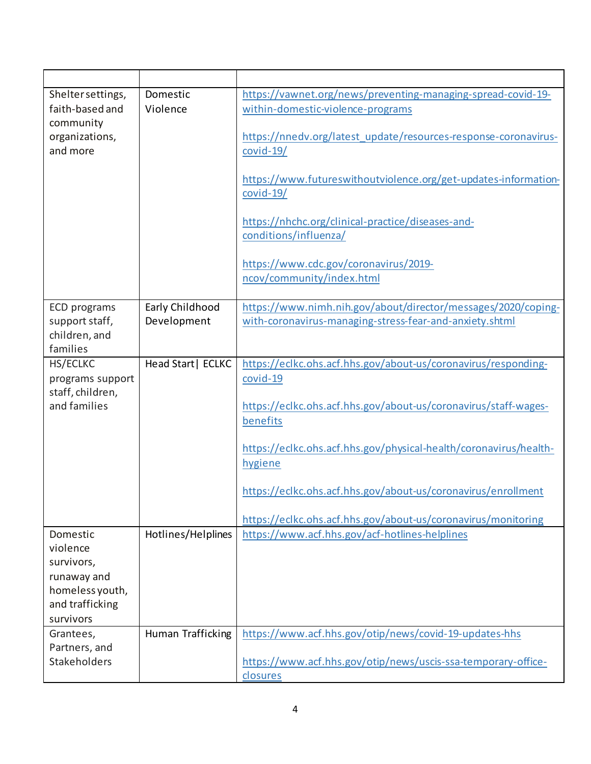| | | |
|---|---|---|
| Shelter settings, faith-based and community organizations, and more | Domestic Violence | https://vawnet.org/news/preventing-managing-spread-covid-19-within-domestic-violence-programs<br><br>https://nnedv.org/latest_update/resources-response-coronavirus-covid-19/<br><br>https://www.futureswithoutviolence.org/get-updates-information-covid-19/<br><br>https://nhchc.org/clinical-practice/diseases-and-conditions/influenza/<br><br>https://www.cdc.gov/coronavirus/2019-ncov/community/index.html |
| ECD programs support staff, children, and families | Early Childhood Development | https://www.nimh.nih.gov/about/director/messages/2020/coping-with-coronavirus-managing-stress-fear-and-anxiety.shtml |
| HS/ECLKC programs support staff, children, and families | Head Start\| ECLKC | https://eclkc.ohs.acf.hhs.gov/about-us/coronavirus/responding-covid-19<br><br>https://eclkc.ohs.acf.hhs.gov/about-us/coronavirus/staff-wages-benefits<br><br>https://eclkc.ohs.acf.hhs.gov/physical-health/coronavirus/health-hygiene<br><br>https://eclkc.ohs.acf.hhs.gov/about-us/coronavirus/enrollment<br><br>https://eclkc.ohs.acf.hhs.gov/about-us/coronavirus/monitoring |
| Domestic violence survivors, runaway and homeless youth, and trafficking survivors | Hotlines/Helplines | https://www.acf.hhs.gov/acf-hotlines-helplines |
| Grantees, Partners, and Stakeholders | Human Trafficking | https://www.acf.hhs.gov/otip/news/covid-19-updates-hhs<br><br>https://www.acf.hhs.gov/otip/news/uscis-ssa-temporary-office-closures |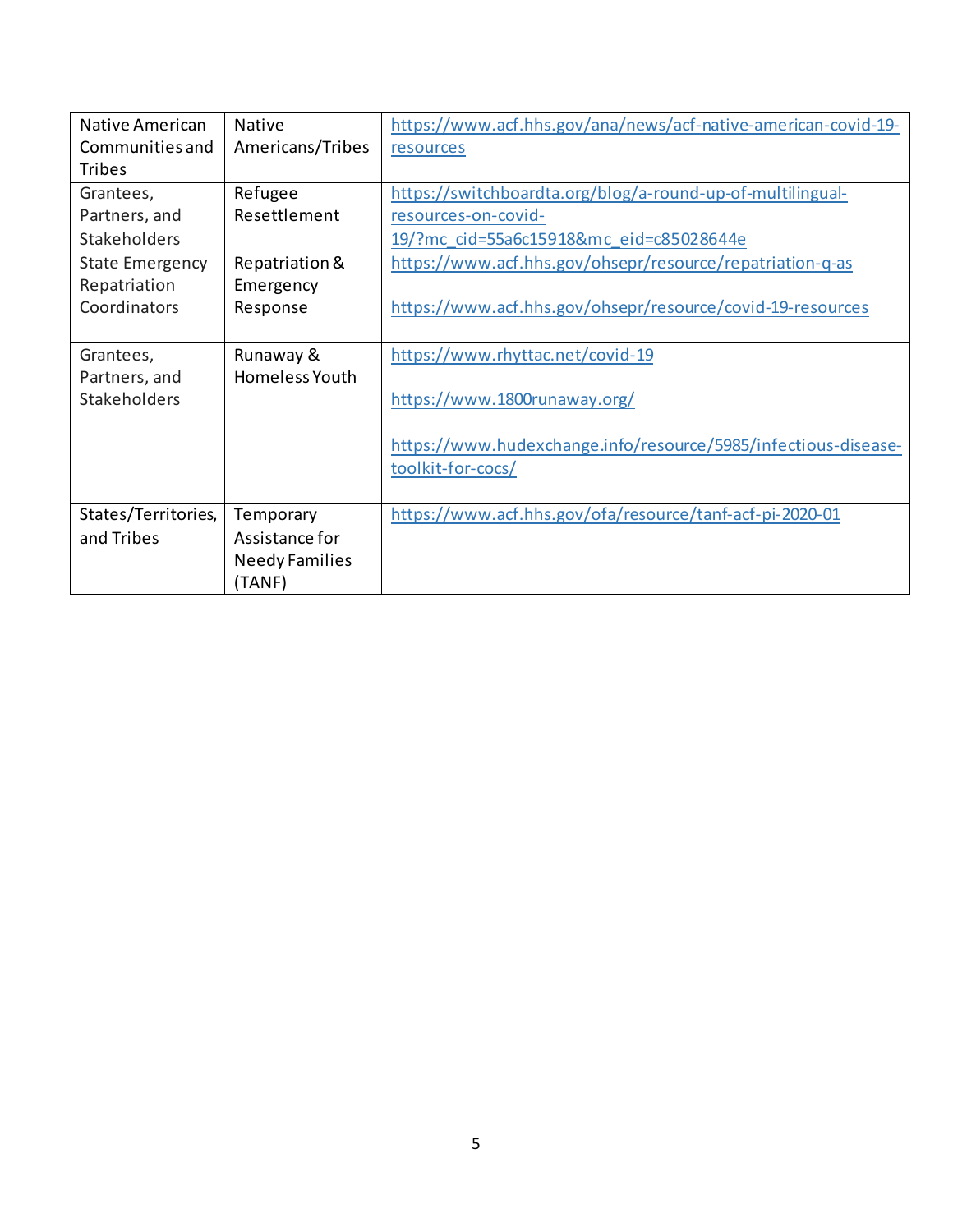| Native American Communities and Tribes | Native Americans/Tribes | https://www.acf.hhs.gov/ana/news/acf-native-american-covid-19-resources |
|---|---|---|
| Grantees, Partners, and Stakeholders | Refugee Resettlement | https://switchboardta.org/blog/a-round-up-of-multilingual-resources-on-covid-19/?mc_cid=55a6c15918&mc_eid=c85028644e |
| State Emergency Repatriation Coordinators | Repatriation & Emergency Response | https://www.acf.hhs.gov/ohsepr/resource/repatriation-q-as<br><br>https://www.acf.hhs.gov/ohsepr/resource/covid-19-resources |
| Grantees, Partners, and Stakeholders | Runaway & Homeless Youth | https://www.rhyttac.net/covid-19<br><br>https://www.1800runaway.org/<br><br>https://www.hudexchange.info/resource/5985/infectious-disease-toolkit-for-cocs/ |
| States/Territories, and Tribes | Temporary Assistance for Needy Families (TANF) | https://www.acf.hhs.gov/ofa/resource/tanf-acf-pi-2020-01 |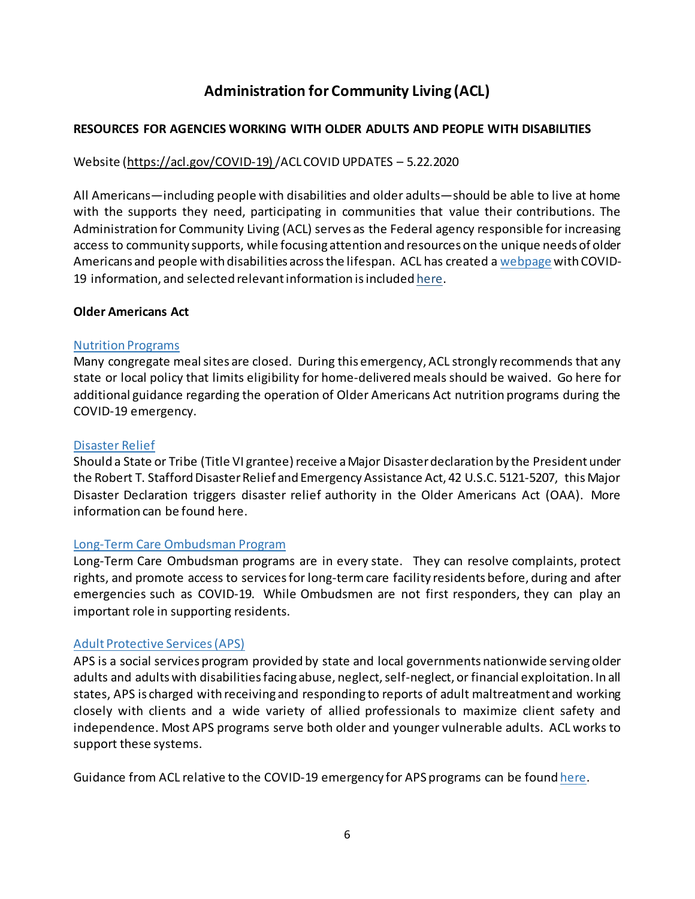# Administration for Community Living (ACL)

## RESOURCES FOR AGENCIES WORKING WITH OLDER ADULTS AND PEOPLE WITH DISABILITIES

Website (https://acl.gov/COVID-19) /ACL COVID UPDATES – 5.22.2020

All Americans—including people with disabilities and older adults—should be able to live at home with the supports they need, participating in communities that value their contributions. The Administration for Community Living (ACL) serves as the Federal agency responsible for increasing access to community supports, while focusing attention and resources on the unique needs of older Americans and people with disabilities across the lifespan. ACL has created a webpage with COVID-19 information, and selected relevant information is included here.

### Older Americans Act

#### Nutrition Programs

Many congregate meal sites are closed. During this emergency, ACL strongly recommends that any state or local policy that limits eligibility for home-delivered meals should be waived. Go here for additional guidance regarding the operation of Older Americans Act nutrition programs during the COVID-19 emergency.

#### Disaster Relief

Should a State or Tribe (Title VI grantee) receive a Major Disaster declaration by the President under the Robert T. Stafford Disaster Relief and Emergency Assistance Act, 42 U.S.C. 5121-5207, this Major Disaster Declaration triggers disaster relief authority in the Older Americans Act (OAA). More information can be found here.

#### Long-Term Care Ombudsman Program

Long-Term Care Ombudsman programs are in every state. They can resolve complaints, protect rights, and promote access to services for long-term care facility residents before, during and after emergencies such as COVID-19. While Ombudsmen are not first responders, they can play an important role in supporting residents.

#### Adult Protective Services (APS)

APS is a social services program provided by state and local governments nationwide serving older adults and adults with disabilities facing abuse, neglect, self-neglect, or financial exploitation. In all states, APS is charged with receiving and responding to reports of adult maltreatment and working closely with clients and a wide variety of allied professionals to maximize client safety and independence. Most APS programs serve both older and younger vulnerable adults. ACL works to support these systems.

Guidance from ACL relative to the COVID-19 emergency for APS programs can be found here.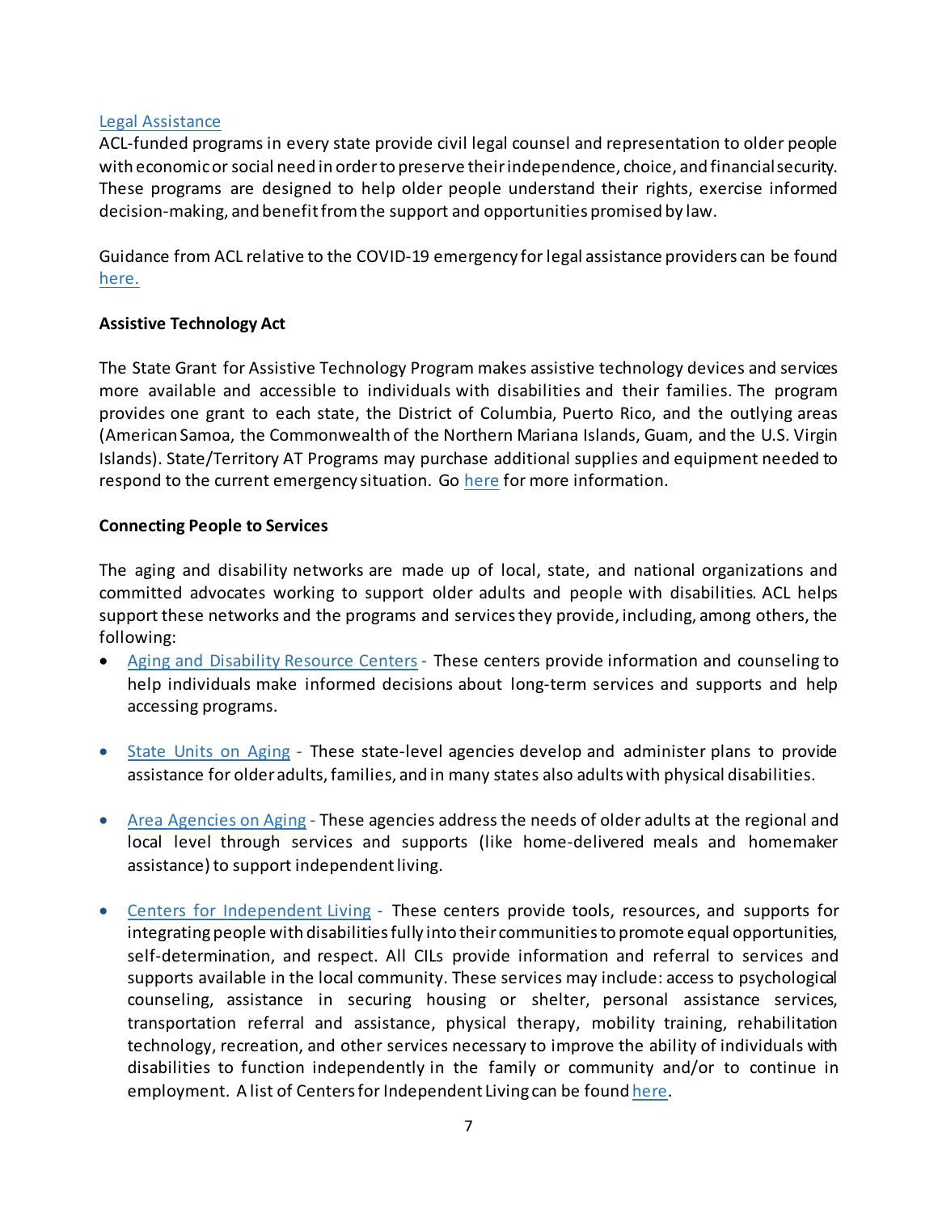Legal Assistance

ACL-funded programs in every state provide civil legal counsel and representation to older people with economic or social need in order to preserve their independence, choice, and financial security. These programs are designed to help older people understand their rights, exercise informed decision-making, and benefit from the support and opportunities promised by law.

Guidance from ACL relative to the COVID-19 emergency for legal assistance providers can be found here.

**Assistive Technology Act**

The State Grant for Assistive Technology Program makes assistive technology devices and services more available and accessible to individuals with disabilities and their families. The program provides one grant to each state, the District of Columbia, Puerto Rico, and the outlying areas (American Samoa, the Commonwealth of the Northern Mariana Islands, Guam, and the U.S. Virgin Islands). State/Territory AT Programs may purchase additional supplies and equipment needed to respond to the current emergency situation. Go here for more information.

**Connecting People to Services**

The aging and disability networks are made up of local, state, and national organizations and committed advocates working to support older adults and people with disabilities. ACL helps support these networks and the programs and services they provide, including, among others, the following:

- Aging and Disability Resource Centers - These centers provide information and counseling to help individuals make informed decisions about long-term services and supports and help accessing programs.
- State Units on Aging - These state-level agencies develop and administer plans to provide assistance for older adults, families, and in many states also adults with physical disabilities.
- Area Agencies on Aging - These agencies address the needs of older adults at the regional and local level through services and supports (like home-delivered meals and homemaker assistance) to support independent living.
- Centers for Independent Living - These centers provide tools, resources, and supports for integrating people with disabilities fully into their communities to promote equal opportunities, self-determination, and respect. All CILs provide information and referral to services and supports available in the local community. These services may include: access to psychological counseling, assistance in securing housing or shelter, personal assistance services, transportation referral and assistance, physical therapy, mobility training, rehabilitation technology, recreation, and other services necessary to improve the ability of individuals with disabilities to function independently in the family or community and/or to continue in employment. A list of Centers for Independent Living can be found here.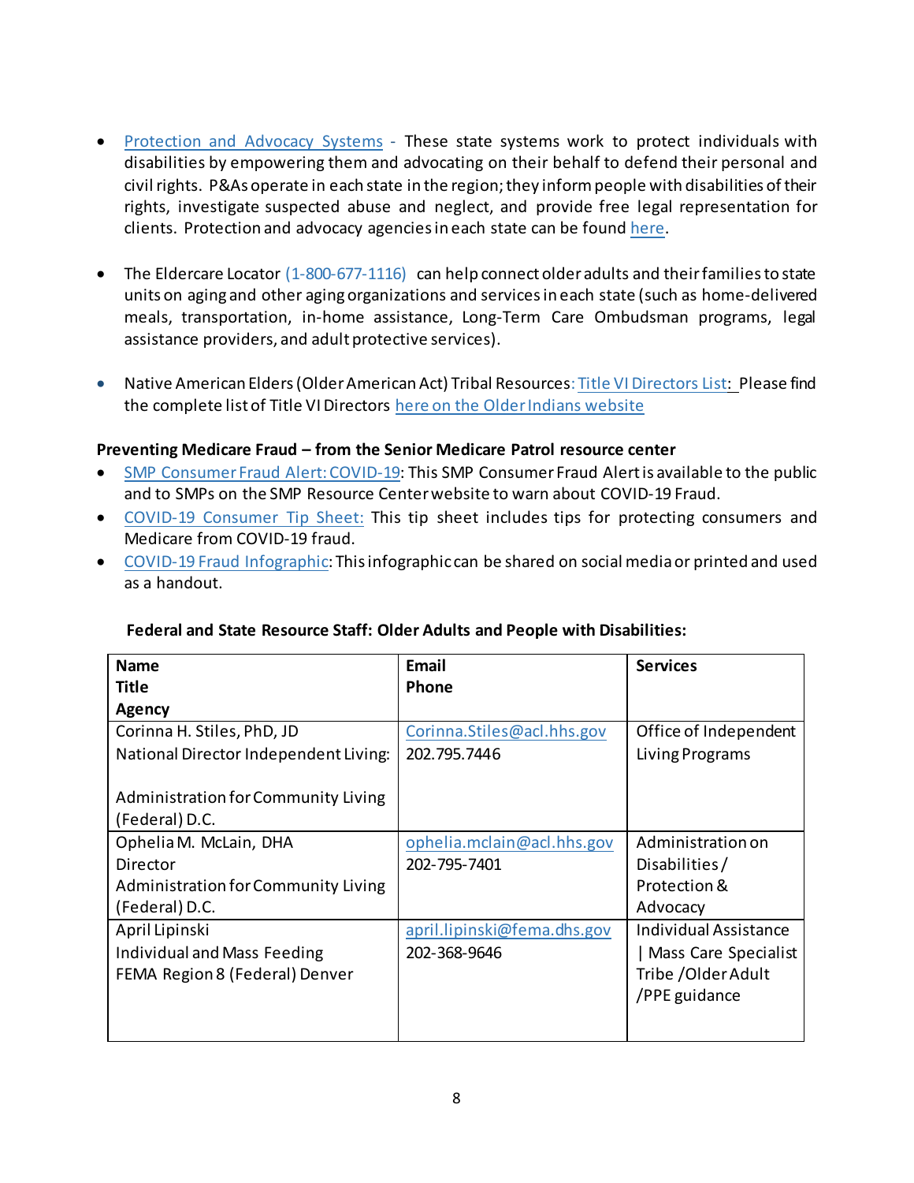- Protection and Advocacy Systems - These state systems work to protect individuals with disabilities by empowering them and advocating on their behalf to defend their personal and civil rights. P&As operate in each state in the region; they inform people with disabilities of their rights, investigate suspected abuse and neglect, and provide free legal representation for clients. Protection and advocacy agencies in each state can be found here.

- The Eldercare Locator (1-800-677-1116) can help connect older adults and their families to state units on aging and other aging organizations and services in each state (such as home-delivered meals, transportation, in-home assistance, Long-Term Care Ombudsman programs, legal assistance providers, and adult protective services).

- Native American Elders (Older American Act) Tribal Resources: Title VI Directors List: Please find the complete list of Title VI Directors here on the Older Indians website

**Preventing Medicare Fraud – from the Senior Medicare Patrol resource center**

- SMP Consumer Fraud Alert: COVID-19: This SMP Consumer Fraud Alert is available to the public and to SMPs on the SMP Resource Center website to warn about COVID-19 Fraud.
- COVID-19 Consumer Tip Sheet: This tip sheet includes tips for protecting consumers and Medicare from COVID-19 fraud.
- COVID-19 Fraud Infographic: This infographic can be shared on social media or printed and used as a handout.

**Federal and State Resource Staff: Older Adults and People with Disabilities:**

| **Name**<br>**Title**<br>**Agency** | **Email**<br>**Phone** | **Services** |
|---|---|---|
| Corinna H. Stiles, PhD, JD<br>National Director Independent Living:<br><br>Administration for Community Living (Federal) D.C. | Corinna.Stiles@acl.hhs.gov<br>202.795.7446 | Office of Independent Living Programs |
| Ophelia M. McLain, DHA<br>Director<br>Administration for Community Living (Federal) D.C. | ophelia.mclain@acl.hhs.gov<br>202-795-7401 | Administration on Disabilities / Protection & Advocacy |
| April Lipinski<br>Individual and Mass Feeding<br>FEMA Region 8 (Federal) Denver | april.lipinski@fema.dhs.gov<br>202-368-9646 | Individual Assistance \| Mass Care Specialist Tribe / Older Adult / PPE guidance |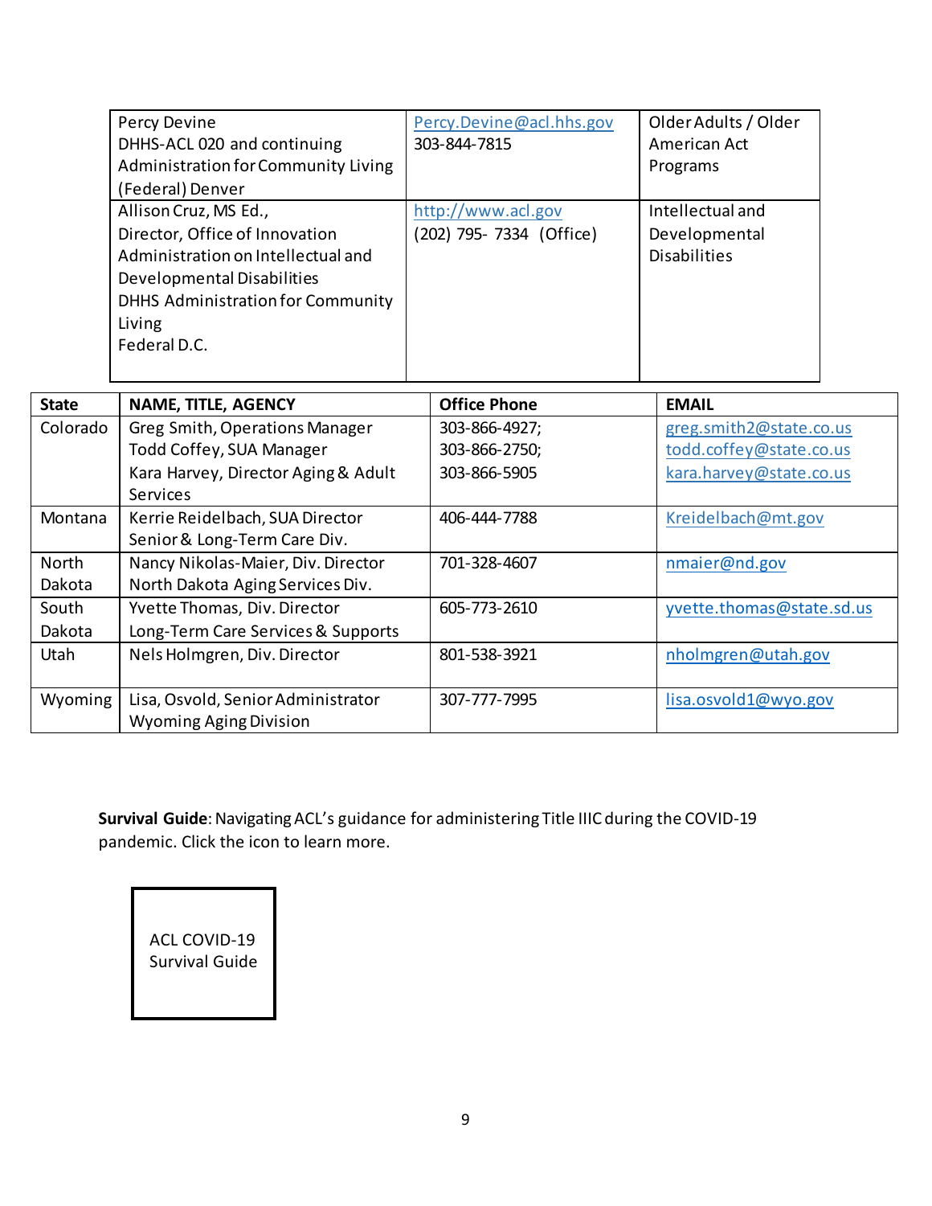| | | |
|---|---|---|
| Percy Devine<br>DHHS-ACL 020 and continuing<br>Administration for Community Living<br>(Federal) Denver | Percy.Devine@acl.hhs.gov<br>303-844-7815 | Older Adults / Older American Act Programs |
| Allison Cruz, MS Ed.,<br>Director, Office of Innovation<br>Administration on Intellectual and Developmental Disabilities<br>DHHS Administration for Community Living<br>Federal D.C. | http://www.acl.gov<br>(202) 795- 7334 (Office) | Intellectual and Developmental Disabilities |

| State | NAME, TITLE, AGENCY | Office Phone | EMAIL |
|---|---|---|---|
| Colorado | Greg Smith, Operations Manager<br>Todd Coffey, SUA Manager<br>Kara Harvey, Director Aging & Adult Services | 303-866-4927;<br>303-866-2750;<br>303-866-5905 | greg.smith2@state.co.us<br>todd.coffey@state.co.us<br>kara.harvey@state.co.us |
| Montana | Kerrie Reidelbach, SUA Director<br>Senior & Long-Term Care Div. | 406-444-7788 | Kreidelbach@mt.gov |
| North Dakota | Nancy Nikolas-Maier, Div. Director<br>North Dakota Aging Services Div. | 701-328-4607 | nmaier@nd.gov |
| South Dakota | Yvette Thomas, Div. Director<br>Long-Term Care Services & Supports | 605-773-2610 | yvette.thomas@state.sd.us |
| Utah | Nels Holmgren, Div. Director | 801-538-3921 | nholmgren@utah.gov |
| Wyoming | Lisa, Osvold, Senior Administrator<br>Wyoming Aging Division | 307-777-7995 | lisa.osvold1@wyo.gov |

**Survival Guide**: Navigating ACL's guidance for administering Title IIIC during the COVID-19 pandemic. Click the icon to learn more.

ACL COVID-19 Survival Guide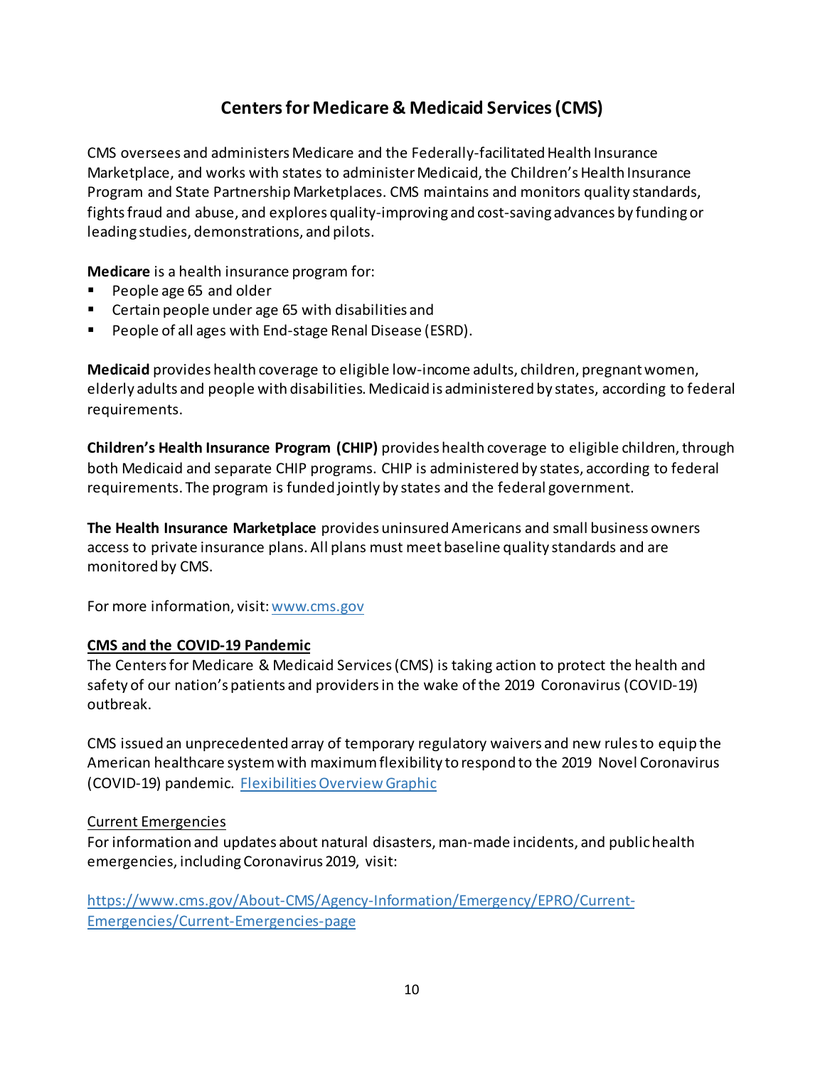# Centers for Medicare & Medicaid Services (CMS)

CMS oversees and administers Medicare and the Federally-facilitated Health Insurance Marketplace, and works with states to administer Medicaid, the Children's Health Insurance Program and State Partnership Marketplaces. CMS maintains and monitors quality standards, fights fraud and abuse, and explores quality-improving and cost-saving advances by funding or leading studies, demonstrations, and pilots.

**Medicare** is a health insurance program for:

- People age 65 and older
- Certain people under age 65 with disabilities and
- People of all ages with End-stage Renal Disease (ESRD).

**Medicaid** provides health coverage to eligible low-income adults, children, pregnant women, elderly adults and people with disabilities. Medicaid is administered by states, according to federal requirements.

**Children's Health Insurance Program (CHIP)** provides health coverage to eligible children, through both Medicaid and separate CHIP programs. CHIP is administered by states, according to federal requirements. The program is funded jointly by states and the federal government.

**The Health Insurance Marketplace** provides uninsured Americans and small business owners access to private insurance plans. All plans must meet baseline quality standards and are monitored by CMS.

For more information, visit: [www.cms.gov](http://www.cms.gov)

**CMS and the COVID-19 Pandemic**

The Centers for Medicare & Medicaid Services (CMS) is taking action to protect the health and safety of our nation's patients and providers in the wake of the 2019 Coronavirus (COVID-19) outbreak.

CMS issued an unprecedented array of temporary regulatory waivers and new rules to equip the American healthcare system with maximum flexibility to respond to the 2019 Novel Coronavirus (COVID-19) pandemic. Flexibilities Overview Graphic

Current Emergencies

For information and updates about natural disasters, man-made incidents, and public health emergencies, including Coronavirus 2019, visit:

[https://www.cms.gov/About-CMS/Agency-Information/Emergency/EPRO/Current-Emergencies/Current-Emergencies-page](https://www.cms.gov/About-CMS/Agency-Information/Emergency/EPRO/Current-Emergencies/Current-Emergencies-page)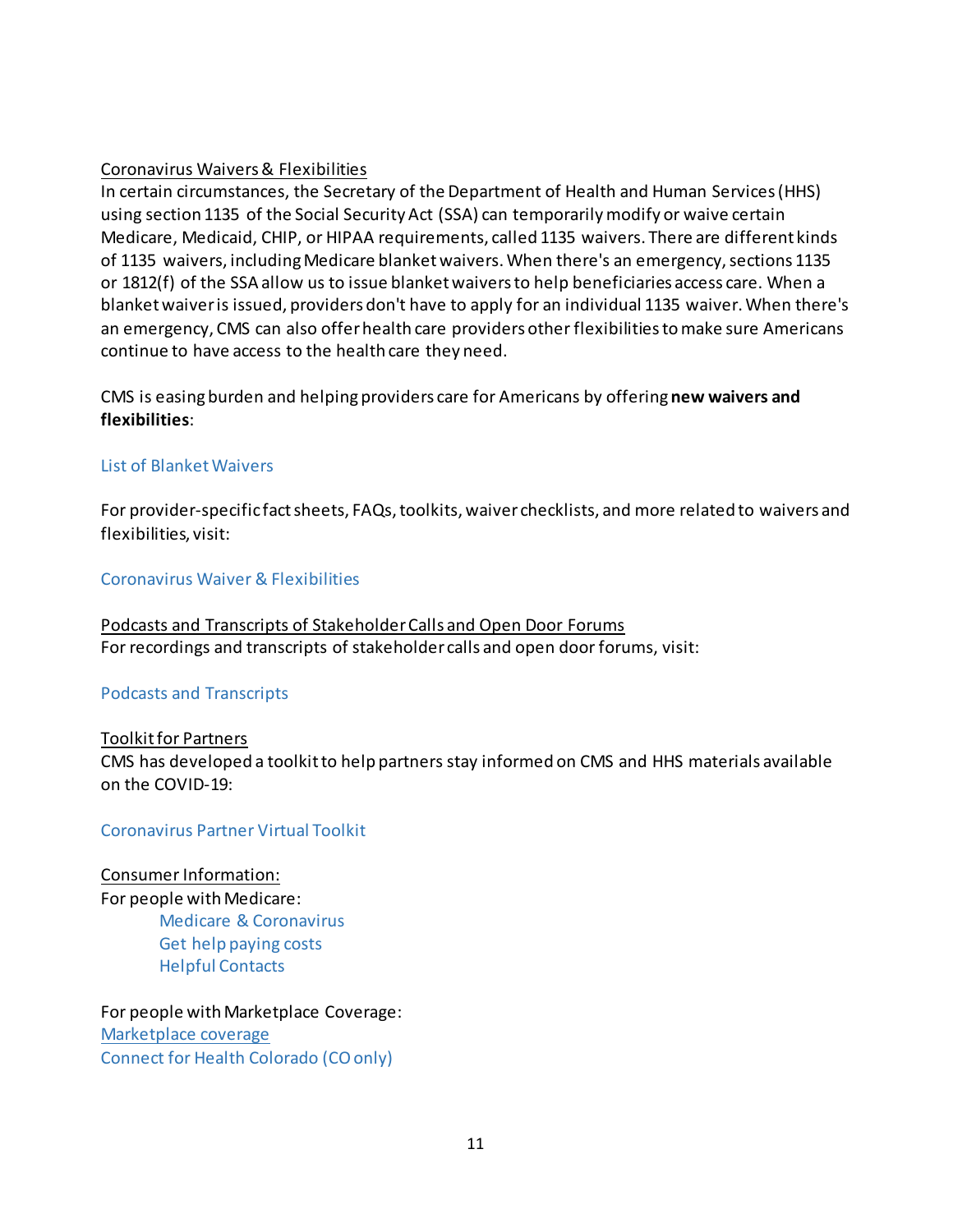Coronavirus Waivers & Flexibilities

In certain circumstances, the Secretary of the Department of Health and Human Services (HHS) using section 1135 of the Social Security Act (SSA) can temporarily modify or waive certain Medicare, Medicaid, CHIP, or HIPAA requirements, called 1135 waivers. There are different kinds of 1135 waivers, including Medicare blanket waivers. When there's an emergency, sections 1135 or 1812(f) of the SSA allow us to issue blanket waivers to help beneficiaries access care. When a blanket waiver is issued, providers don't have to apply for an individual 1135 waiver. When there's an emergency, CMS can also offer health care providers other flexibilities to make sure Americans continue to have access to the health care they need.

CMS is easing burden and helping providers care for Americans by offering **new waivers and flexibilities**:

List of Blanket Waivers

For provider-specific fact sheets, FAQs, toolkits, waiver checklists, and more related to waivers and flexibilities, visit:

Coronavirus Waiver & Flexibilities

Podcasts and Transcripts of Stakeholder Calls and Open Door Forums

For recordings and transcripts of stakeholder calls and open door forums, visit:

Podcasts and Transcripts

Toolkit for Partners

CMS has developed a toolkit to help partners stay informed on CMS and HHS materials available on the COVID-19:

Coronavirus Partner Virtual Toolkit

Consumer Information:

For people with Medicare:

- Medicare & Coronavirus
- Get help paying costs
- Helpful Contacts

For people with Marketplace Coverage:

Marketplace coverage

Connect for Health Colorado (CO only)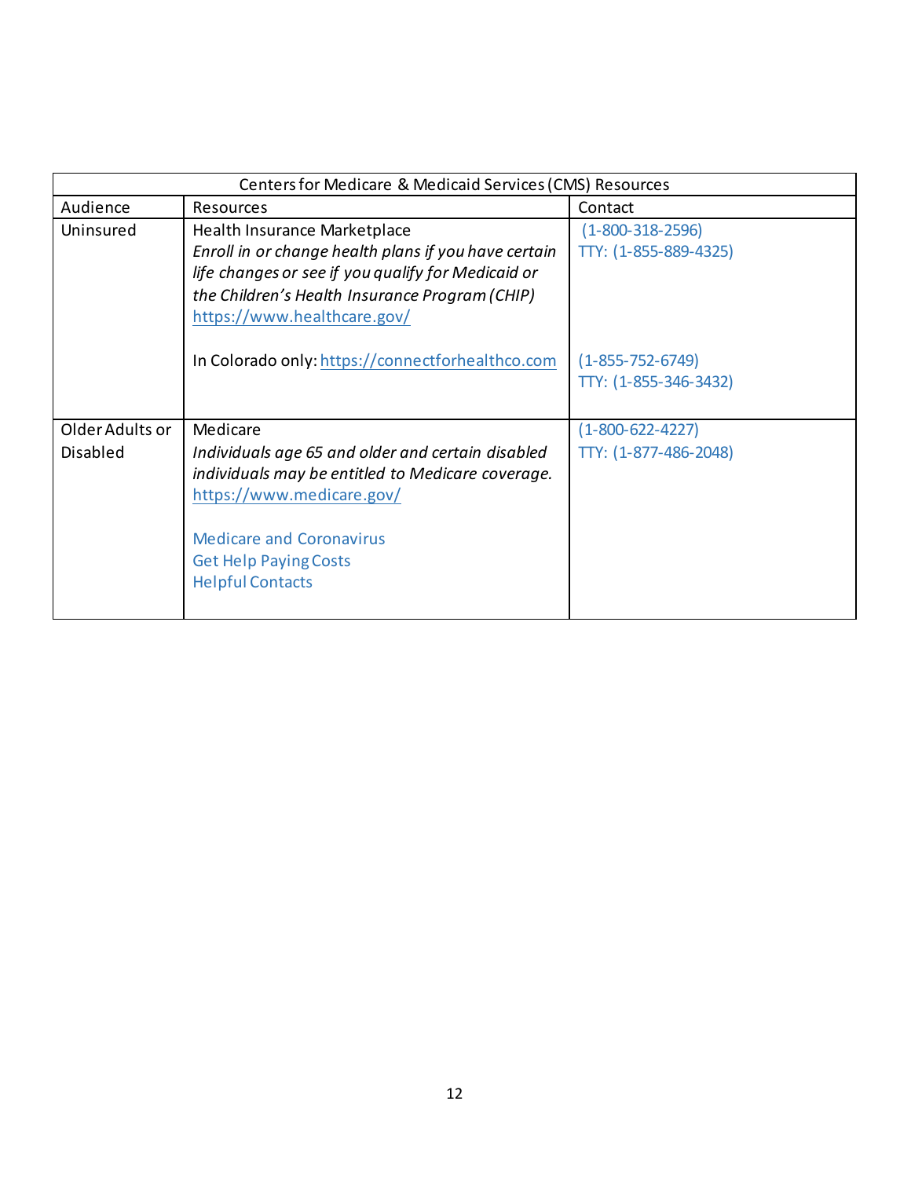| Centers for Medicare & Medicaid Services (CMS) Resources | | |
|---|---|---|
| Audience | Resources | Contact |
| Uninsured | Health Insurance Marketplace<br>*Enroll in or change health plans if you have certain life changes or see if you qualify for Medicaid or the Children's Health Insurance Program (CHIP)*<br>https://www.healthcare.gov/<br><br>In Colorado only: https://connectforhealthco.com | (1-800-318-2596)<br>TTY: (1-855-889-4325)<br><br>(1-855-752-6749)<br>TTY: (1-855-346-3432) |
| Older Adults or Disabled | Medicare<br>*Individuals age 65 and older and certain disabled individuals may be entitled to Medicare coverage.*<br>https://www.medicare.gov/<br><br>Medicare and Coronavirus<br>Get Help Paying Costs<br>Helpful Contacts | (1-800-622-4227)<br>TTY: (1-877-486-2048) |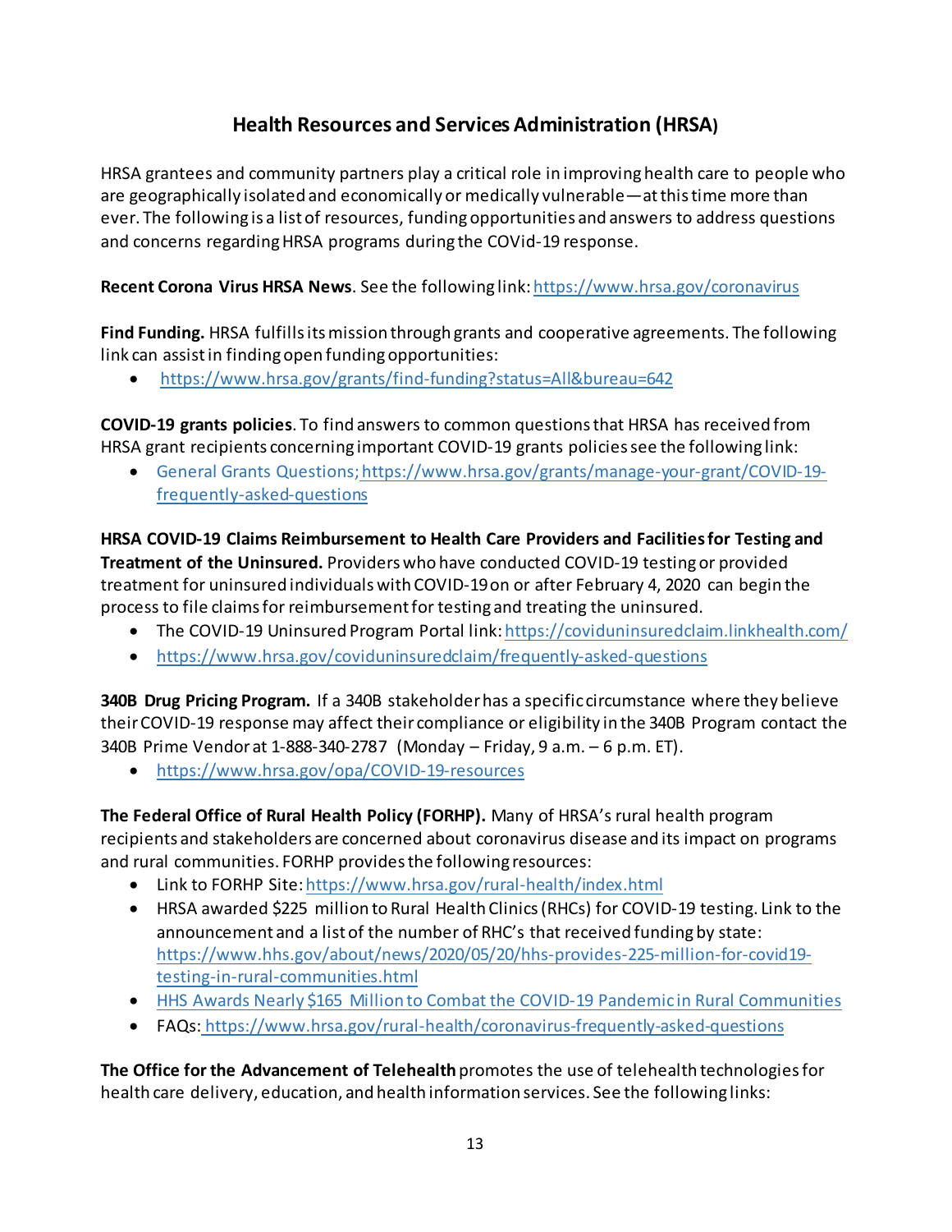## Health Resources and Services Administration (HRSA)

HRSA grantees and community partners play a critical role in improving health care to people who are geographically isolated and economically or medically vulnerable—at this time more than ever. The following is a list of resources, funding opportunities and answers to address questions and concerns regarding HRSA programs during the COVid-19 response.

**Recent Corona Virus HRSA News**. See the following link: https://www.hrsa.gov/coronavirus

**Find Funding.** HRSA fulfills its mission through grants and cooperative agreements. The following link can assist in finding open funding opportunities:

- https://www.hrsa.gov/grants/find-funding?status=All&bureau=642

**COVID-19 grants policies**. To find answers to common questions that HRSA has received from HRSA grant recipients concerning important COVID-19 grants policies see the following link:

- General Grants Questions; https://www.hrsa.gov/grants/manage-your-grant/COVID-19-frequently-asked-questions

**HRSA COVID-19 Claims Reimbursement to Health Care Providers and Facilities for Testing and Treatment of the Uninsured.** Providers who have conducted COVID-19 testing or provided treatment for uninsured individuals with COVID-19 on or after February 4, 2020 can begin the process to file claims for reimbursement for testing and treating the uninsured.

- The COVID-19 Uninsured Program Portal link: https://coviduninsuredclaim.linkhealth.com/
- https://www.hrsa.gov/coviduninsuredclaim/frequently-asked-questions

**340B Drug Pricing Program.** If a 340B stakeholder has a specific circumstance where they believe their COVID-19 response may affect their compliance or eligibility in the 340B Program contact the 340B Prime Vendor at 1-888-340-2787 (Monday – Friday, 9 a.m. – 6 p.m. ET).

- https://www.hrsa.gov/opa/COVID-19-resources

**The Federal Office of Rural Health Policy (FORHP).** Many of HRSA's rural health program recipients and stakeholders are concerned about coronavirus disease and its impact on programs and rural communities. FORHP provides the following resources:

- Link to FORHP Site: https://www.hrsa.gov/rural-health/index.html
- HRSA awarded $225 million to Rural Health Clinics (RHCs) for COVID-19 testing. Link to the announcement and a list of the number of RHC's that received funding by state: https://www.hhs.gov/about/news/2020/05/20/hhs-provides-225-million-for-covid19-testing-in-rural-communities.html
- HHS Awards Nearly $165 Million to Combat the COVID-19 Pandemic in Rural Communities
- FAQs: https://www.hrsa.gov/rural-health/coronavirus-frequently-asked-questions

**The Office for the Advancement of Telehealth** promotes the use of telehealth technologies for health care delivery, education, and health information services. See the following links: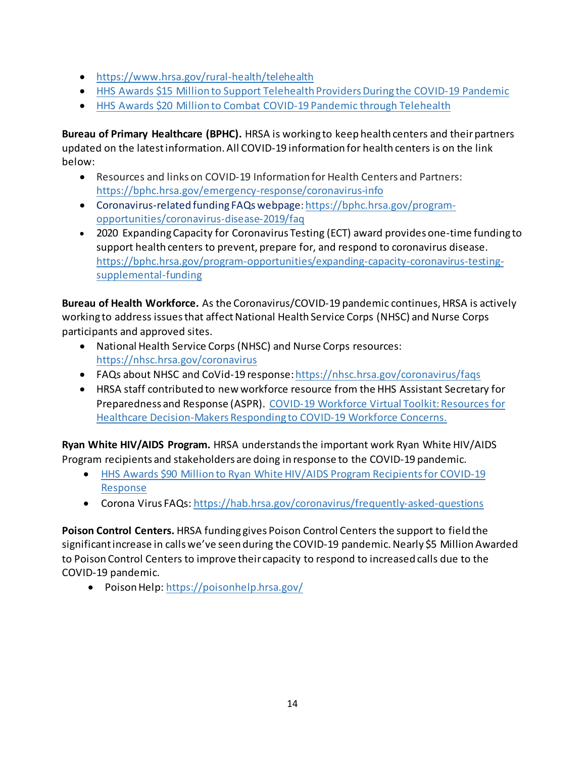- https://www.hrsa.gov/rural-health/telehealth
- HHS Awards $15 Million to Support Telehealth Providers During the COVID-19 Pandemic
- HHS Awards $20 Million to Combat COVID-19 Pandemic through Telehealth

**Bureau of Primary Healthcare (BPHC).** HRSA is working to keep health centers and their partners updated on the latest information. All COVID-19 information for health centers is on the link below:

- Resources and links on COVID-19 Information for Health Centers and Partners: https://bphc.hrsa.gov/emergency-response/coronavirus-info
- Coronavirus-related funding FAQs webpage: https://bphc.hrsa.gov/program-opportunities/coronavirus-disease-2019/faq
- 2020 Expanding Capacity for Coronavirus Testing (ECT) award provides one-time funding to support health centers to prevent, prepare for, and respond to coronavirus disease. https://bphc.hrsa.gov/program-opportunities/expanding-capacity-coronavirus-testing-supplemental-funding

**Bureau of Health Workforce.** As the Coronavirus/COVID-19 pandemic continues, HRSA is actively working to address issues that affect National Health Service Corps (NHSC) and Nurse Corps participants and approved sites.

- National Health Service Corps (NHSC) and Nurse Corps resources: https://nhsc.hrsa.gov/coronavirus
- FAQs about NHSC and CoVid-19 response: https://nhsc.hrsa.gov/coronavirus/faqs
- HRSA staff contributed to new workforce resource from the HHS Assistant Secretary for Preparedness and Response (ASPR). COVID-19 Workforce Virtual Toolkit: Resources for Healthcare Decision-Makers Responding to COVID-19 Workforce Concerns.

**Ryan White HIV/AIDS Program.** HRSA understands the important work Ryan White HIV/AIDS Program recipients and stakeholders are doing in response to the COVID-19 pandemic.

- HHS Awards $90 Million to Ryan White HIV/AIDS Program Recipients for COVID-19 Response
- Corona Virus FAQs: https://hab.hrsa.gov/coronavirus/frequently-asked-questions

**Poison Control Centers.** HRSA funding gives Poison Control Centers the support to field the significant increase in calls we've seen during the COVID-19 pandemic. Nearly $5 Million Awarded to Poison Control Centers to improve their capacity to respond to increased calls due to the COVID-19 pandemic.

- Poison Help: https://poisonhelp.hrsa.gov/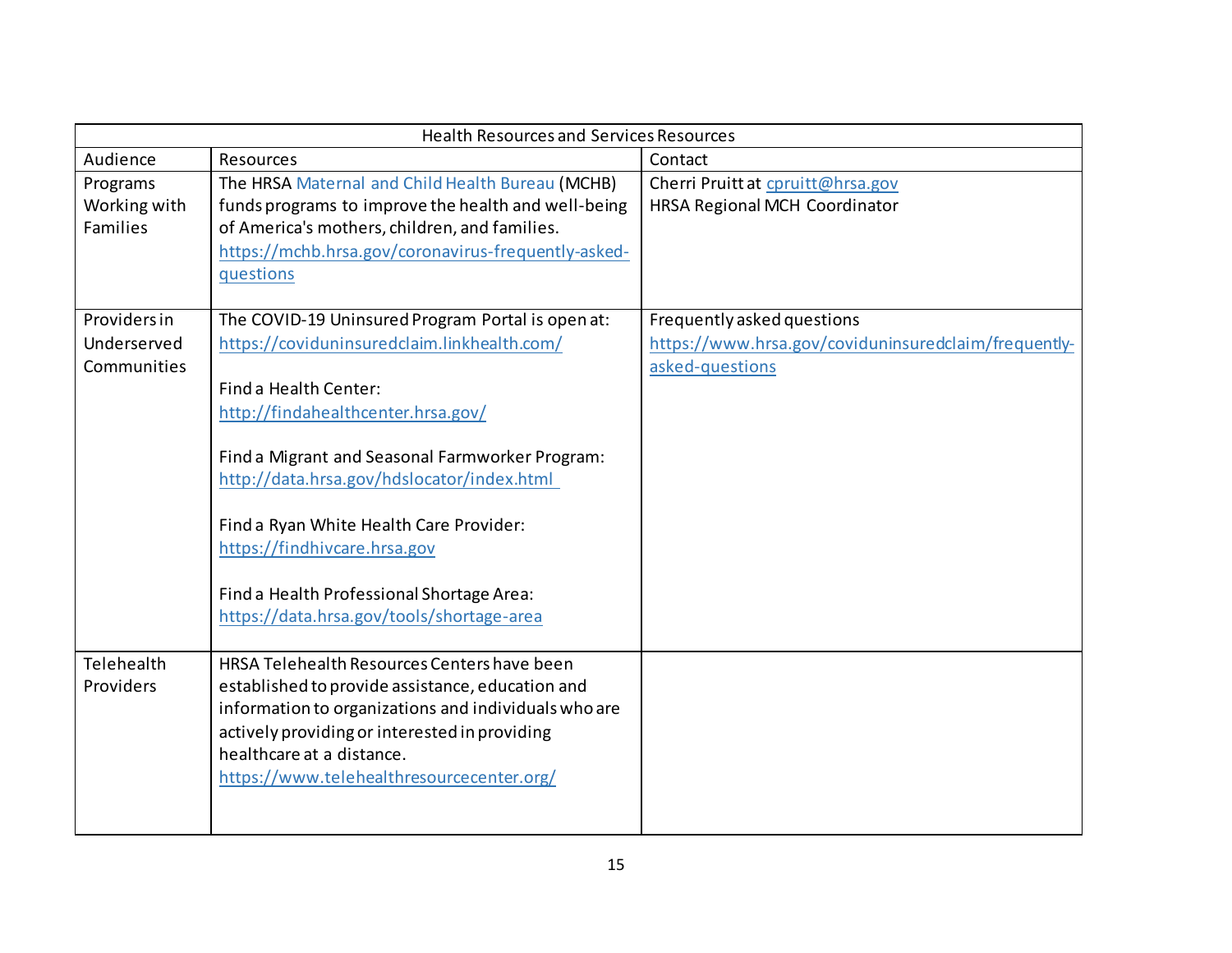| Health Resources and Services Resources | | |
|---|---|---|
| Audience | Resources | Contact |
| Programs Working with Families | The HRSA Maternal and Child Health Bureau (MCHB) funds programs to improve the health and well-being of America's mothers, children, and families. https://mchb.hrsa.gov/coronavirus-frequently-asked-questions | Cherri Pruitt at cpruitt@hrsa.gov<br>HRSA Regional MCH Coordinator |
| Providers in Underserved Communities | The COVID-19 Uninsured Program Portal is open at: https://coviduninsuredclaim.linkhealth.com/<br><br>Find a Health Center: http://findahealthcenter.hrsa.gov/<br><br>Find a Migrant and Seasonal Farmworker Program: http://data.hrsa.gov/hdslocator/index.html<br><br>Find a Ryan White Health Care Provider: https://findhivcare.hrsa.gov<br><br>Find a Health Professional Shortage Area: https://data.hrsa.gov/tools/shortage-area | Frequently asked questions https://www.hrsa.gov/coviduninsuredclaim/frequently-asked-questions |
| Telehealth Providers | HRSA Telehealth Resources Centers have been established to provide assistance, education and information to organizations and individuals who are actively providing or interested in providing healthcare at a distance. https://www.telehealthresourcecenter.org/ | |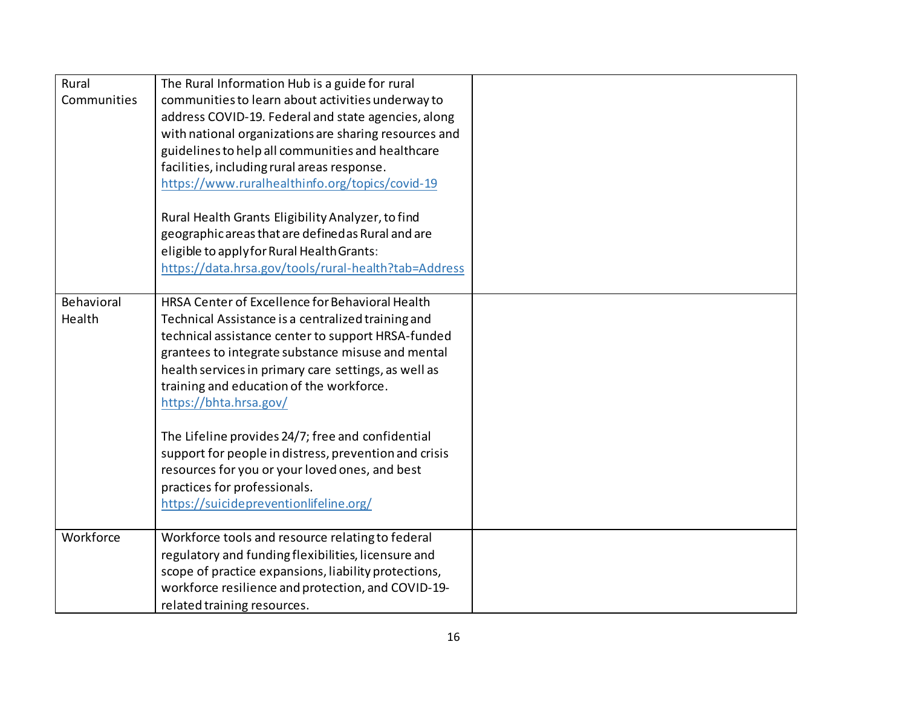| | | |
|---|---|---|
| Rural Communities | The Rural Information Hub is a guide for rural communities to learn about activities underway to address COVID-19. Federal and state agencies, along with national organizations are sharing resources and guidelines to help all communities and healthcare facilities, including rural areas response. https://www.ruralhealthinfo.org/topics/covid-19<br><br>Rural Health Grants Eligibility Analyzer, to find geographic areas that are defined as Rural and are eligible to apply for Rural Health Grants: https://data.hrsa.gov/tools/rural-health?tab=Address | |
| Behavioral Health | HRSA Center of Excellence for Behavioral Health Technical Assistance is a centralized training and technical assistance center to support HRSA-funded grantees to integrate substance misuse and mental health services in primary care settings, as well as training and education of the workforce. https://bhta.hrsa.gov/<br><br>The Lifeline provides 24/7; free and confidential support for people in distress, prevention and crisis resources for you or your loved ones, and best practices for professionals. https://suicidepreventionlifeline.org/ | |
| Workforce | Workforce tools and resource relating to federal regulatory and funding flexibilities, licensure and scope of practice expansions, liability protections, workforce resilience and protection, and COVID-19-related training resources. | |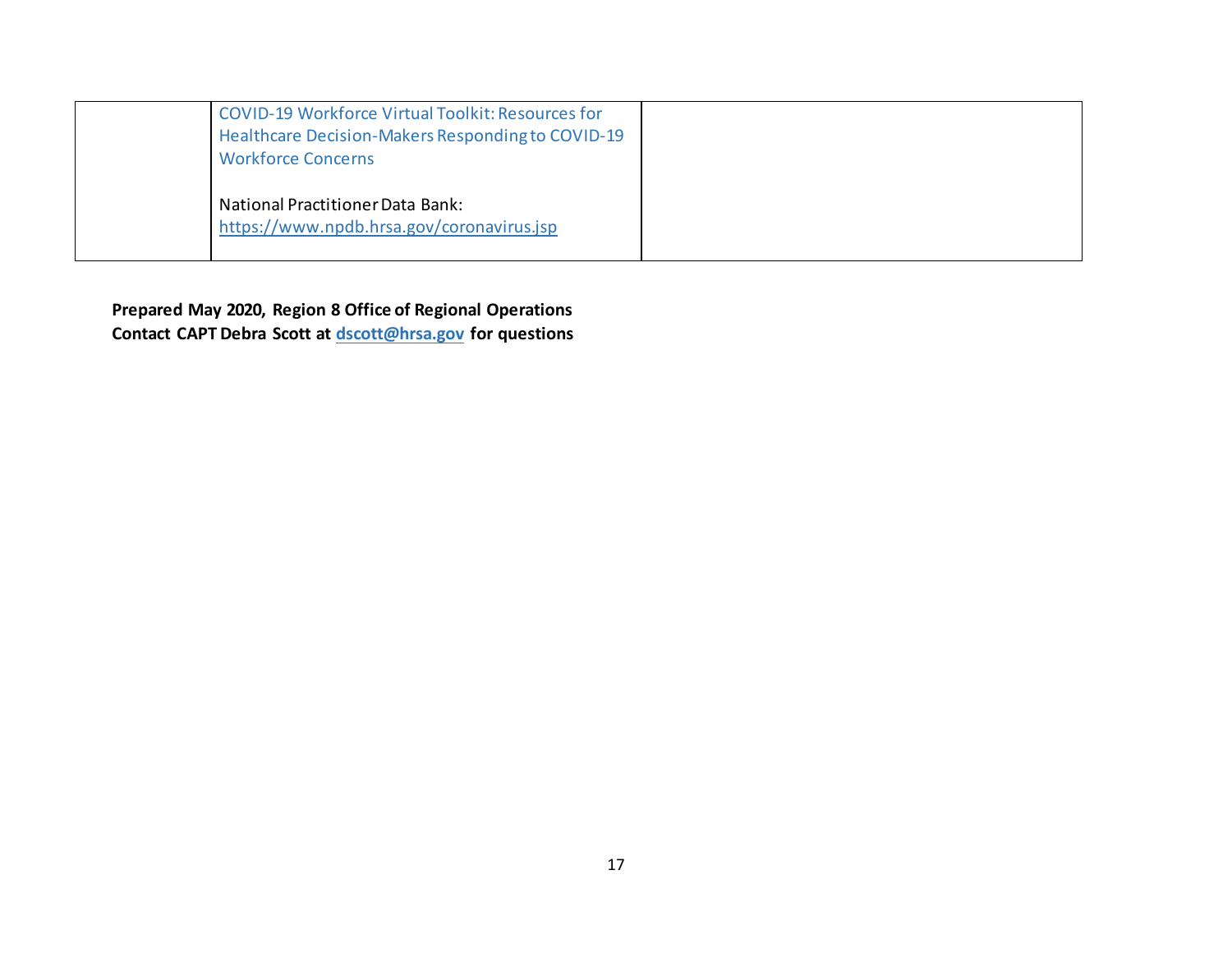| | | |
|---|---|---|
| | COVID-19 Workforce Virtual Toolkit: Resources for Healthcare Decision-Makers Responding to COVID-19 Workforce Concerns<br><br>National Practitioner Data Bank: https://www.npdb.hrsa.gov/coronavirus.jsp | |

**Prepared May 2020, Region 8 Office of Regional Operations**
**Contact CAPT Debra Scott at dscott@hrsa.gov for questions**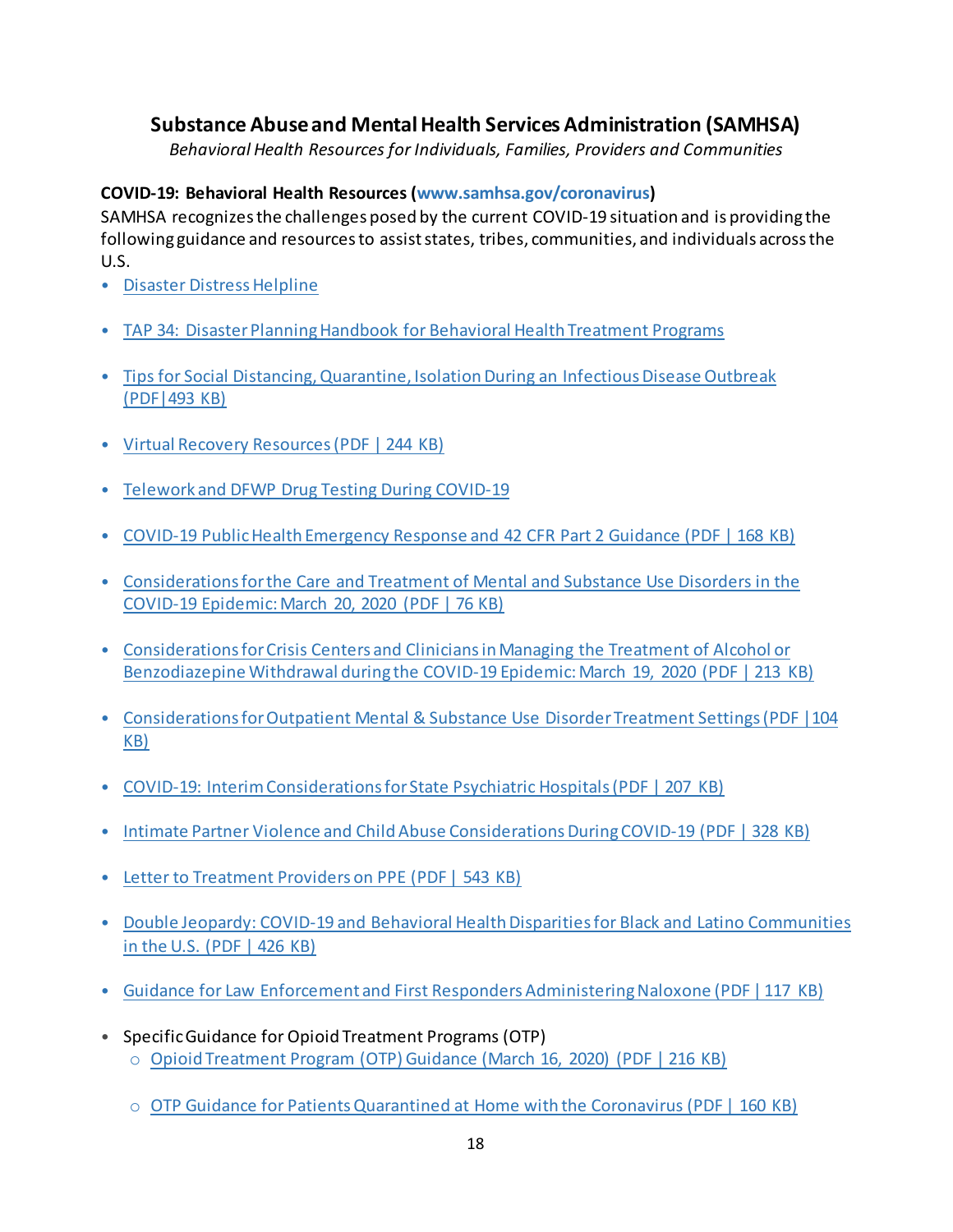## Substance Abuse and Mental Health Services Administration (SAMHSA)

*Behavioral Health Resources for Individuals, Families, Providers and Communities*

**COVID-19: Behavioral Health Resources (www.samhsa.gov/coronavirus)**

SAMHSA recognizes the challenges posed by the current COVID-19 situation and is providing the following guidance and resources to assist states, tribes, communities, and individuals across the U.S.

- Disaster Distress Helpline
- TAP 34: Disaster Planning Handbook for Behavioral Health Treatment Programs
- Tips for Social Distancing, Quarantine, Isolation During an Infectious Disease Outbreak (PDF|493 KB)
- Virtual Recovery Resources (PDF | 244 KB)
- Telework and DFWP Drug Testing During COVID-19
- COVID-19 Public Health Emergency Response and 42 CFR Part 2 Guidance (PDF | 168 KB)
- Considerations for the Care and Treatment of Mental and Substance Use Disorders in the COVID-19 Epidemic: March 20, 2020 (PDF | 76 KB)
- Considerations for Crisis Centers and Clinicians in Managing the Treatment of Alcohol or Benzodiazepine Withdrawal during the COVID-19 Epidemic: March 19, 2020 (PDF | 213 KB)
- Considerations for Outpatient Mental & Substance Use Disorder Treatment Settings (PDF | 104 KB)
- COVID-19: Interim Considerations for State Psychiatric Hospitals (PDF | 207 KB)
- Intimate Partner Violence and Child Abuse Considerations During COVID-19 (PDF | 328 KB)
- Letter to Treatment Providers on PPE (PDF | 543 KB)
- Double Jeopardy: COVID-19 and Behavioral Health Disparities for Black and Latino Communities in the U.S. (PDF | 426 KB)
- Guidance for Law Enforcement and First Responders Administering Naloxone (PDF | 117 KB)
- Specific Guidance for Opioid Treatment Programs (OTP)
  - Opioid Treatment Program (OTP) Guidance (March 16, 2020) (PDF | 216 KB)
  - OTP Guidance for Patients Quarantined at Home with the Coronavirus (PDF | 160 KB)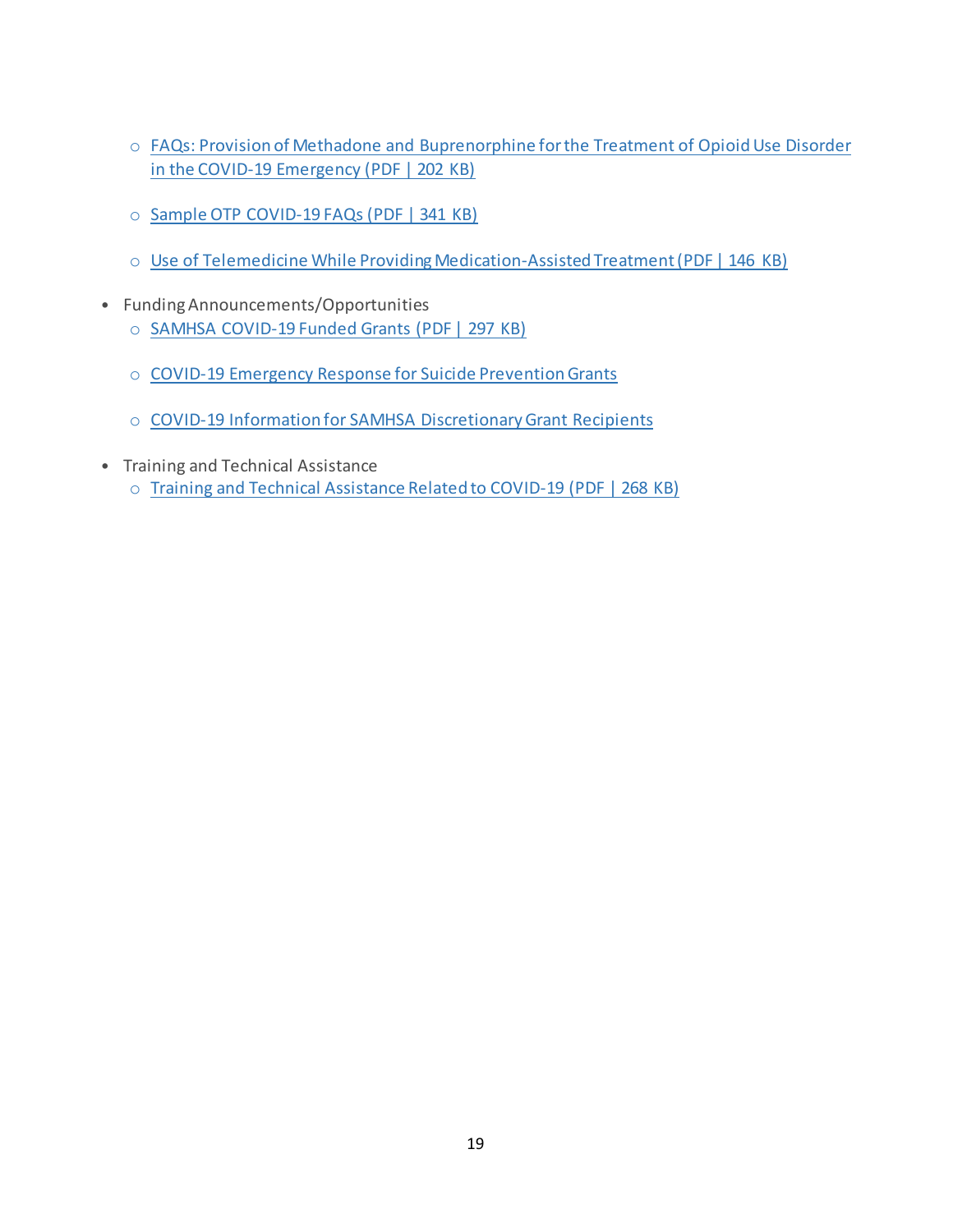- FAQs: Provision of Methadone and Buprenorphine for the Treatment of Opioid Use Disorder in the COVID-19 Emergency (PDF | 202 KB)
  - Sample OTP COVID-19 FAQs (PDF | 341 KB)
  - Use of Telemedicine While Providing Medication-Assisted Treatment (PDF | 146 KB)
- Funding Announcements/Opportunities
  - SAMHSA COVID-19 Funded Grants (PDF | 297 KB)
  - COVID-19 Emergency Response for Suicide Prevention Grants
  - COVID-19 Information for SAMHSA Discretionary Grant Recipients
- Training and Technical Assistance
  - Training and Technical Assistance Related to COVID-19 (PDF | 268 KB)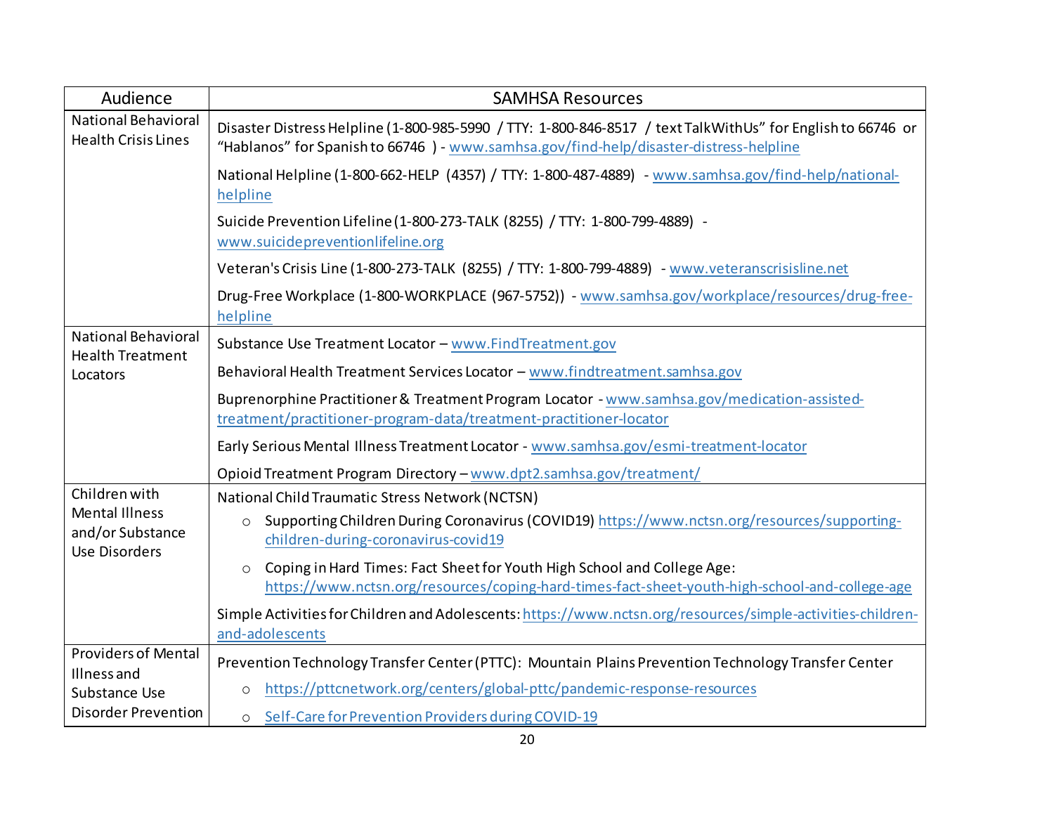| Audience | SAMHSA Resources |
| --- | --- |
| National Behavioral Health Crisis Lines | Disaster Distress Helpline (1-800-985-5990 / TTY: 1-800-846-8517 / text TalkWithUs" for English to 66746 or "Hablanos" for Spanish to 66746 ) - www.samhsa.gov/find-help/disaster-distress-helpline<br><br>National Helpline (1-800-662-HELP (4357) / TTY: 1-800-487-4889) - www.samhsa.gov/find-help/national-helpline<br><br>Suicide Prevention Lifeline (1-800-273-TALK (8255) / TTY: 1-800-799-4889) - www.suicidepreventionlifeline.org<br><br>Veteran's Crisis Line (1-800-273-TALK (8255) / TTY: 1-800-799-4889) - www.veteranscrisisline.net<br><br>Drug-Free Workplace (1-800-WORKPLACE (967-5752)) - www.samhsa.gov/workplace/resources/drug-free-helpline |
| National Behavioral Health Treatment Locators | Substance Use Treatment Locator – www.FindTreatment.gov<br><br>Behavioral Health Treatment Services Locator – www.findtreatment.samhsa.gov<br><br>Buprenorphine Practitioner & Treatment Program Locator - www.samhsa.gov/medication-assisted-treatment/practitioner-program-data/treatment-practitioner-locator<br><br>Early Serious Mental Illness Treatment Locator - www.samhsa.gov/esmi-treatment-locator<br><br>Opioid Treatment Program Directory – www.dpt2.samhsa.gov/treatment/ |
| Children with Mental Illness and/or Substance Use Disorders | National Child Traumatic Stress Network (NCTSN)<br>○ Supporting Children During Coronavirus (COVID19) https://www.nctsn.org/resources/supporting-children-during-coronavirus-covid19<br>○ Coping in Hard Times: Fact Sheet for Youth High School and College Age: https://www.nctsn.org/resources/coping-hard-times-fact-sheet-youth-high-school-and-college-age<br><br>Simple Activities for Children and Adolescents: https://www.nctsn.org/resources/simple-activities-children-and-adolescents |
| Providers of Mental Illness and Substance Use Disorder Prevention | Prevention Technology Transfer Center (PTTC): Mountain Plains Prevention Technology Transfer Center<br>○ https://pttcnetwork.org/centers/global-pttc/pandemic-response-resources<br>○ Self-Care for Prevention Providers during COVID-19 |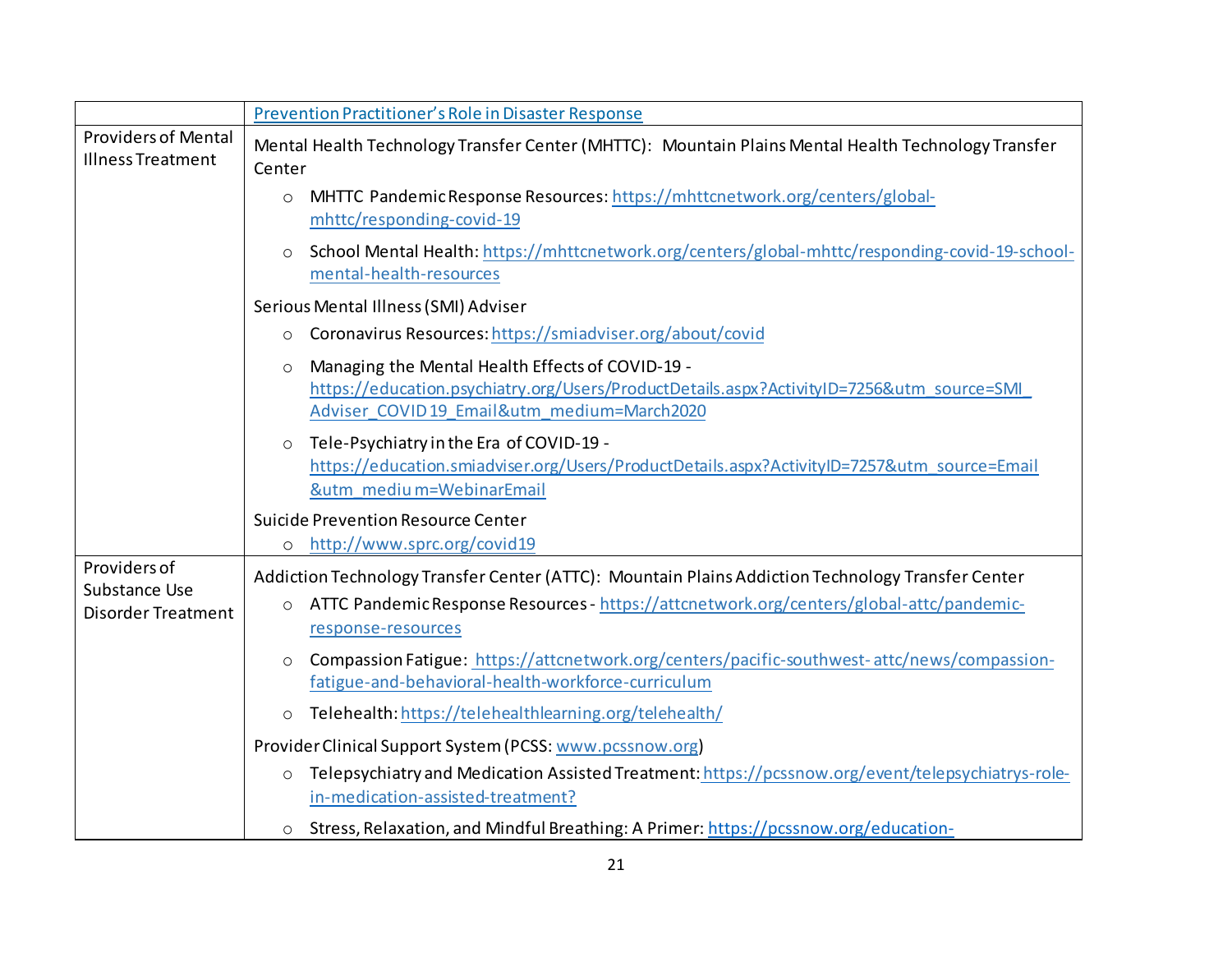| | |
|---|---|
| | Prevention Practitioner's Role in Disaster Response |
| Providers of Mental Illness Treatment | Mental Health Technology Transfer Center (MHTTC): Mountain Plains Mental Health Technology Transfer Center<br>○ MHTTC Pandemic Response Resources: https://mhttcnetwork.org/centers/global-mhttc/responding-covid-19<br>○ School Mental Health: https://mhttcnetwork.org/centers/global-mhttc/responding-covid-19-school-mental-health-resources<br>Serious Mental Illness (SMI) Adviser<br>○ Coronavirus Resources: https://smiadviser.org/about/covid<br>○ Managing the Mental Health Effects of COVID-19 - https://education.psychiatry.org/Users/ProductDetails.aspx?ActivityID=7256&utm_source=SMI_Adviser_COVID19_Email&utm_medium=March2020<br>○ Tele-Psychiatry in the Era of COVID-19 - https://education.smiadviser.org/Users/ProductDetails.aspx?ActivityID=7257&utm_source=Email&utm_medium=WebinarEmail<br>Suicide Prevention Resource Center<br>○ http://www.sprc.org/covid19 |
| Providers of Substance Use Disorder Treatment | Addiction Technology Transfer Center (ATTC): Mountain Plains Addiction Technology Transfer Center<br>○ ATTC Pandemic Response Resources - https://attcnetwork.org/centers/global-attc/pandemic-response-resources<br>○ Compassion Fatigue: https://attcnetwork.org/centers/pacific-southwest-attc/news/compassion-fatigue-and-behavioral-health-workforce-curriculum<br>○ Telehealth: https://telehealthlearning.org/telehealth/<br>Provider Clinical Support System (PCSS: www.pcssnow.org)<br>○ Telepsychiatry and Medication Assisted Treatment: https://pcssnow.org/event/telepsychiatrys-role-in-medication-assisted-treatment?<br>○ Stress, Relaxation, and Mindful Breathing: A Primer: https://pcssnow.org/education- |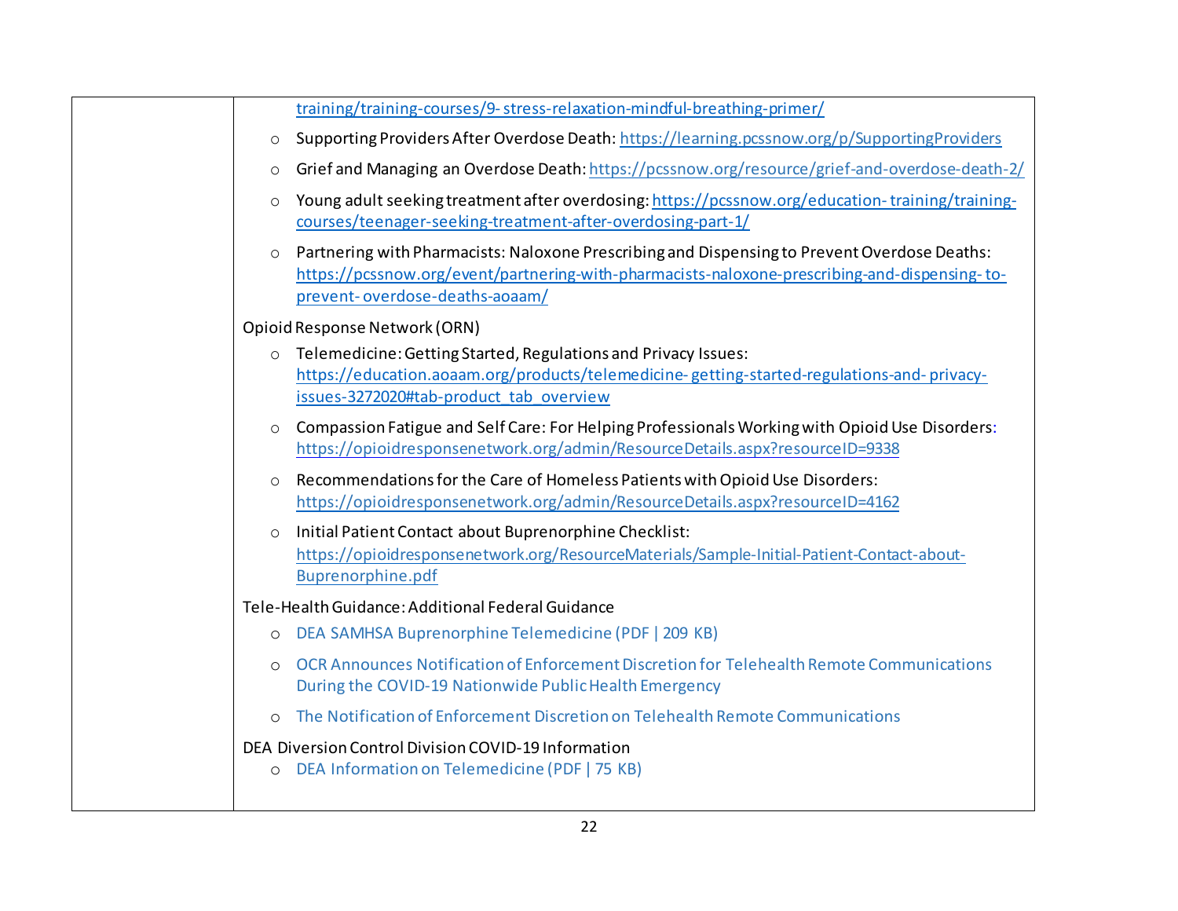| | training/training-courses/9- stress-relaxation-mindful-breathing-primer/<br>- Supporting Providers After Overdose Death: https://learning.pcssnow.org/p/SupportingProviders<br>- Grief and Managing an Overdose Death: https://pcssnow.org/resource/grief-and-overdose-death-2/<br>- Young adult seeking treatment after overdosing: https://pcssnow.org/education- training/training-courses/teenager-seeking-treatment-after-overdosing-part-1/<br>- Partnering with Pharmacists: Naloxone Prescribing and Dispensing to Prevent Overdose Deaths: https://pcssnow.org/event/partnering-with-pharmacists-naloxone-prescribing-and-dispensing- to-prevent- overdose-deaths-aoaam/<br><br>Opioid Response Network (ORN)<br>- Telemedicine: Getting Started, Regulations and Privacy Issues: https://education.aoaam.org/products/telemedicine- getting-started-regulations-and- privacy-issues-3272020#tab-product_tab_overview<br>- Compassion Fatigue and Self Care: For Helping Professionals Working with Opioid Use Disorders: https://opioidresponsenetwork.org/admin/ResourceDetails.aspx?resourceID=9338<br>- Recommendations for the Care of Homeless Patients with Opioid Use Disorders: https://opioidresponsenetwork.org/admin/ResourceDetails.aspx?resourceID=4162<br>- Initial Patient Contact about Buprenorphine Checklist: https://opioidresponsenetwork.org/ResourceMaterials/Sample-Initial-Patient-Contact-about-Buprenorphine.pdf<br><br>Tele-Health Guidance: Additional Federal Guidance<br>- DEA SAMHSA Buprenorphine Telemedicine (PDF \| 209 KB)<br>- OCR Announces Notification of Enforcement Discretion for Telehealth Remote Communications During the COVID-19 Nationwide Public Health Emergency<br>- The Notification of Enforcement Discretion on Telehealth Remote Communications<br><br>DEA Diversion Control Division COVID-19 Information<br>- DEA Information on Telemedicine (PDF \| 75 KB) |
|---|---|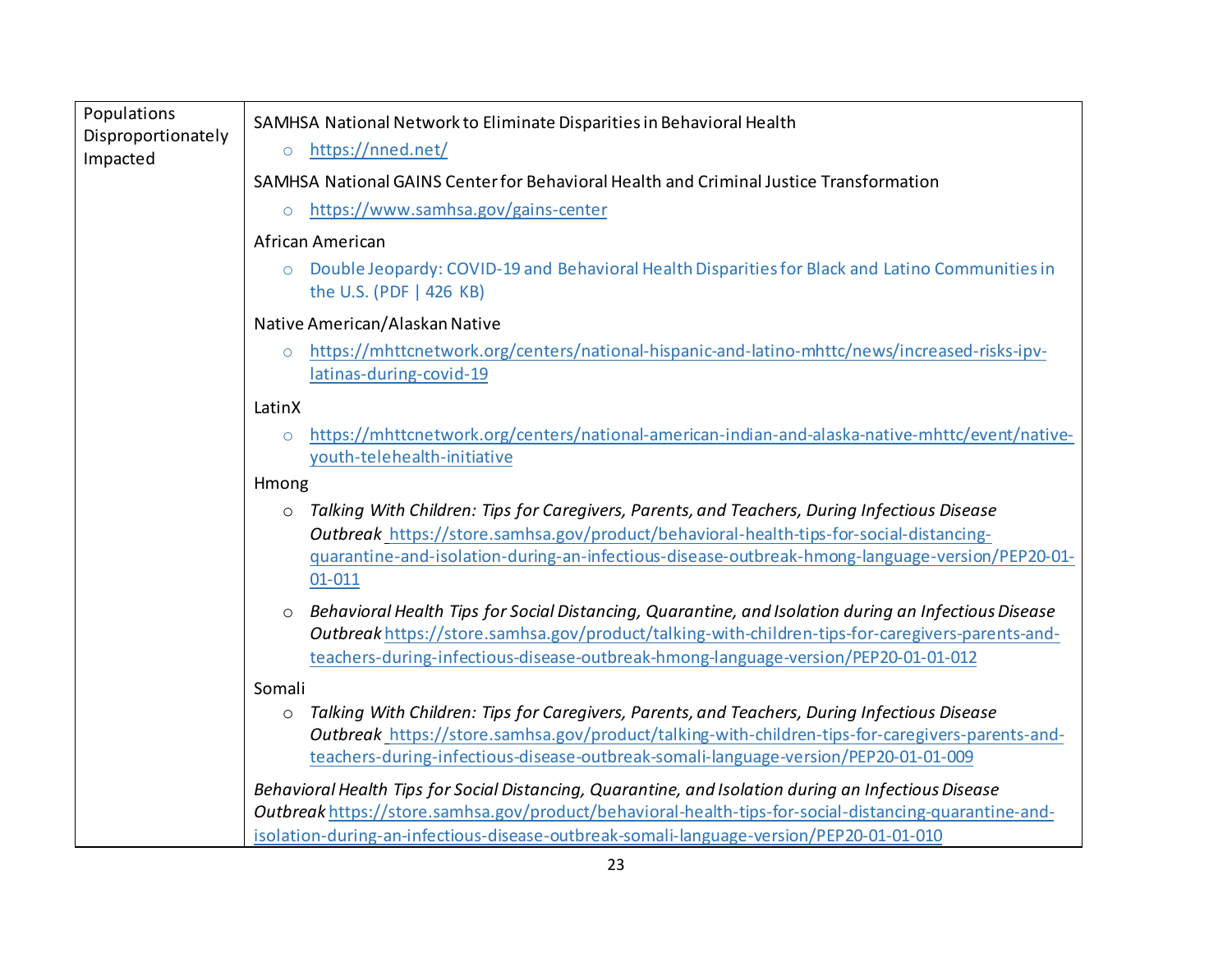| Populations Disproportionately Impacted | SAMHSA National Network to Eliminate Disparities in Behavioral Health<br>○ https://nned.net/<br>SAMHSA National GAINS Center for Behavioral Health and Criminal Justice Transformation<br>○ https://www.samhsa.gov/gains-center<br>African American<br>○ Double Jeopardy: COVID-19 and Behavioral Health Disparities for Black and Latino Communities in the U.S. (PDF \| 426 KB)<br>Native American/Alaskan Native<br>○ https://mhttcnetwork.org/centers/national-hispanic-and-latino-mhttc/news/increased-risks-ipv-latinas-during-covid-19<br>LatinX<br>○ https://mhttcnetwork.org/centers/national-american-indian-and-alaska-native-mhttc/event/native-youth-telehealth-initiative<br>Hmong<br>○ *Talking With Children: Tips for Caregivers, Parents, and Teachers, During Infectious Disease Outbreak* https://store.samhsa.gov/product/behavioral-health-tips-for-social-distancing-quarantine-and-isolation-during-an-infectious-disease-outbreak-hmong-language-version/PEP20-01-01-011<br>○ *Behavioral Health Tips for Social Distancing, Quarantine, and Isolation during an Infectious Disease Outbreak* https://store.samhsa.gov/product/talking-with-children-tips-for-caregivers-parents-and-teachers-during-infectious-disease-outbreak-hmong-language-version/PEP20-01-01-012<br>Somali<br>○ *Talking With Children: Tips for Caregivers, Parents, and Teachers, During Infectious Disease Outbreak* https://store.samhsa.gov/product/talking-with-children-tips-for-caregivers-parents-and-teachers-during-infectious-disease-outbreak-somali-language-version/PEP20-01-01-009<br>*Behavioral Health Tips for Social Distancing, Quarantine, and Isolation during an Infectious Disease Outbreak* https://store.samhsa.gov/product/behavioral-health-tips-for-social-distancing-quarantine-and-isolation-during-an-infectious-disease-outbreak-somali-language-version/PEP20-01-01-010 |
|---|---|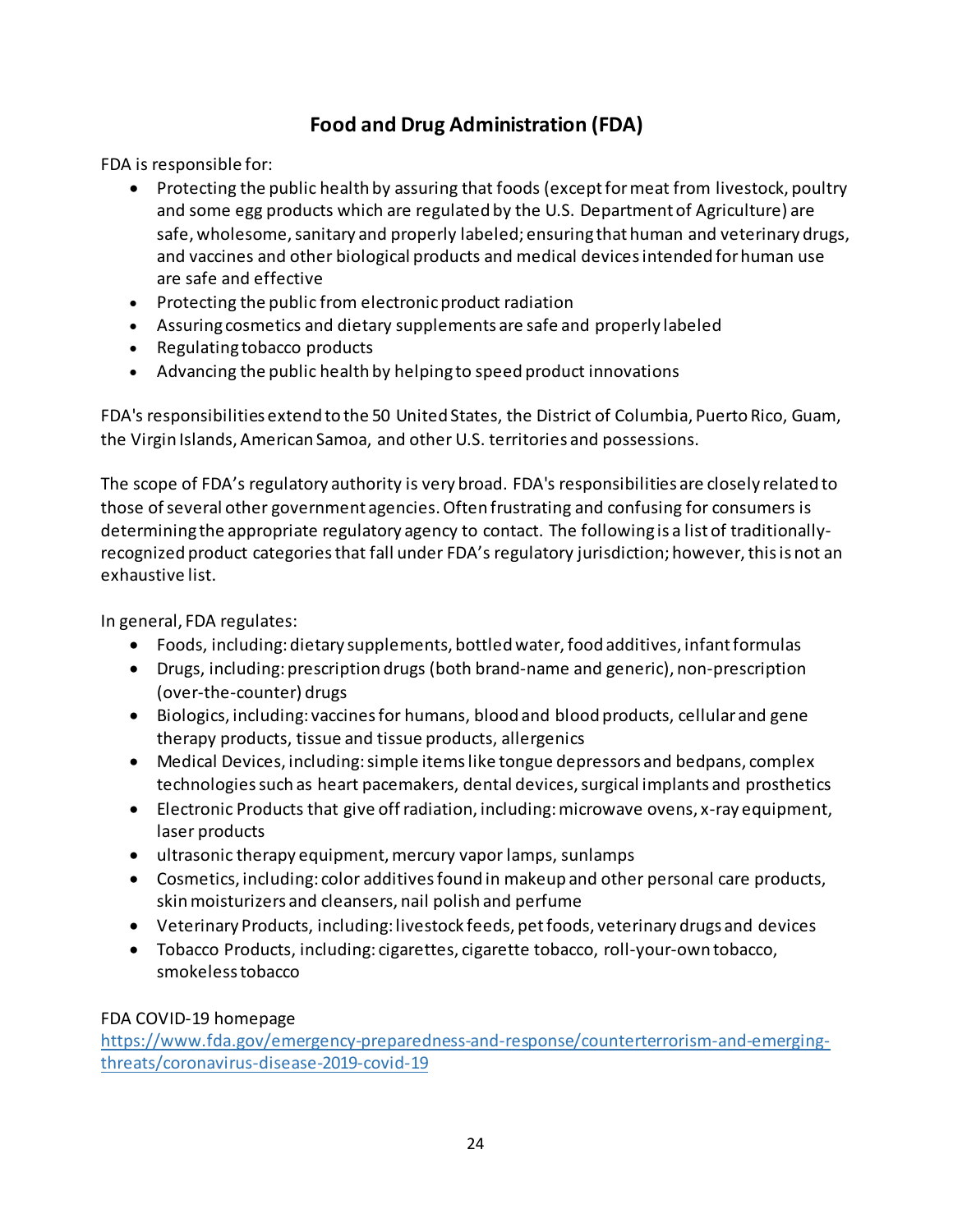# Food and Drug Administration (FDA)

FDA is responsible for:

- Protecting the public health by assuring that foods (except for meat from livestock, poultry and some egg products which are regulated by the U.S. Department of Agriculture) are safe, wholesome, sanitary and properly labeled; ensuring that human and veterinary drugs, and vaccines and other biological products and medical devices intended for human use are safe and effective
- Protecting the public from electronic product radiation
- Assuring cosmetics and dietary supplements are safe and properly labeled
- Regulating tobacco products
- Advancing the public health by helping to speed product innovations

FDA's responsibilities extend to the 50 United States, the District of Columbia, Puerto Rico, Guam, the Virgin Islands, American Samoa, and other U.S. territories and possessions.

The scope of FDA's regulatory authority is very broad. FDA's responsibilities are closely related to those of several other government agencies. Often frustrating and confusing for consumers is determining the appropriate regulatory agency to contact. The following is a list of traditionally-recognized product categories that fall under FDA's regulatory jurisdiction; however, this is not an exhaustive list.

In general, FDA regulates:

- Foods, including: dietary supplements, bottled water, food additives, infant formulas
- Drugs, including: prescription drugs (both brand-name and generic), non-prescription (over-the-counter) drugs
- Biologics, including: vaccines for humans, blood and blood products, cellular and gene therapy products, tissue and tissue products, allergenics
- Medical Devices, including: simple items like tongue depressors and bedpans, complex technologies such as heart pacemakers, dental devices, surgical implants and prosthetics
- Electronic Products that give off radiation, including: microwave ovens, x-ray equipment, laser products
- ultrasonic therapy equipment, mercury vapor lamps, sunlamps
- Cosmetics, including: color additives found in makeup and other personal care products, skin moisturizers and cleansers, nail polish and perfume
- Veterinary Products, including: livestock feeds, pet foods, veterinary drugs and devices
- Tobacco Products, including: cigarettes, cigarette tobacco, roll-your-own tobacco, smokeless tobacco

FDA COVID-19 homepage
https://www.fda.gov/emergency-preparedness-and-response/counterterrorism-and-emerging-threats/coronavirus-disease-2019-covid-19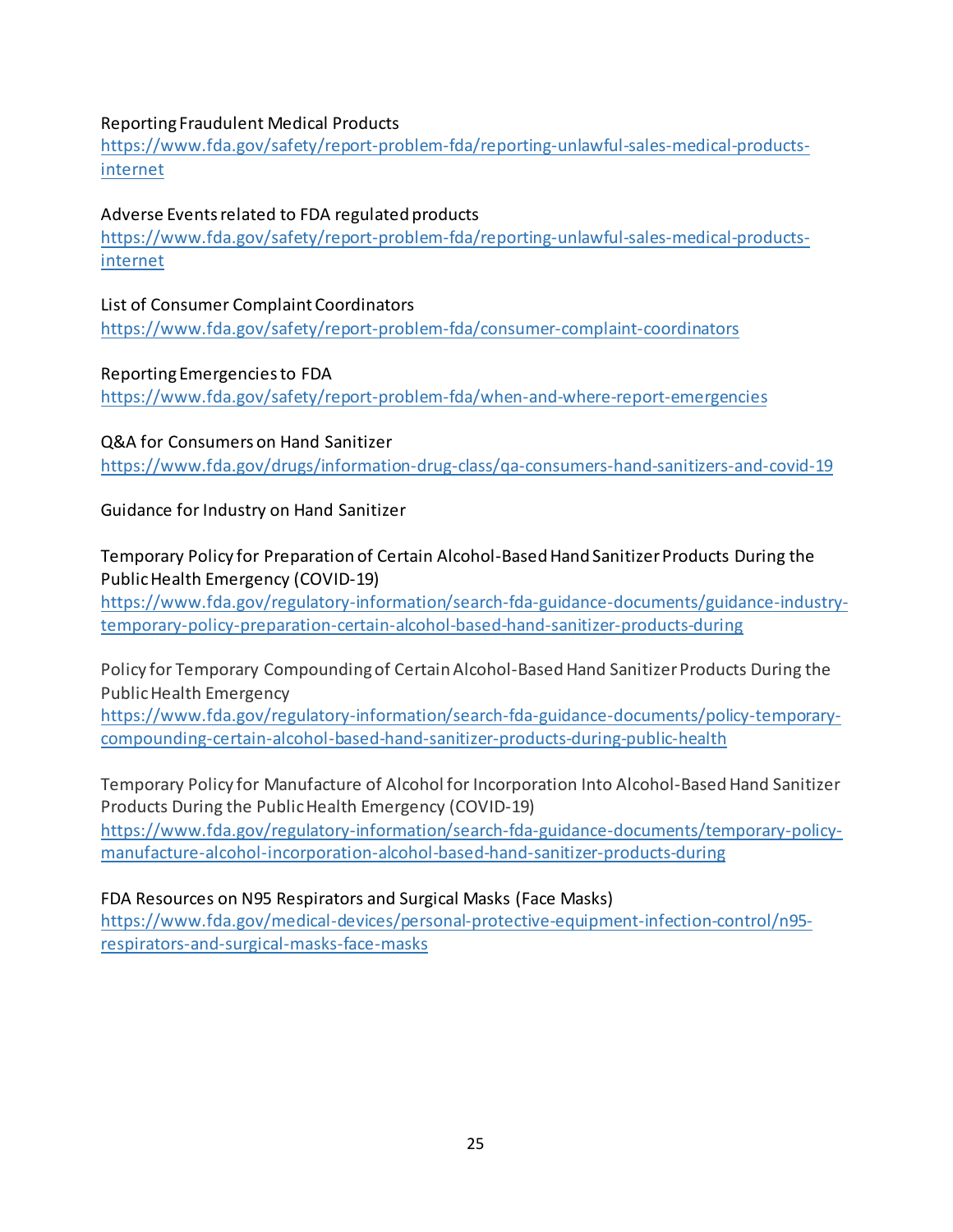Reporting Fraudulent Medical Products
https://www.fda.gov/safety/report-problem-fda/reporting-unlawful-sales-medical-products-internet

Adverse Events related to FDA regulated products
https://www.fda.gov/safety/report-problem-fda/reporting-unlawful-sales-medical-products-internet

List of Consumer Complaint Coordinators
https://www.fda.gov/safety/report-problem-fda/consumer-complaint-coordinators

Reporting Emergencies to FDA
https://www.fda.gov/safety/report-problem-fda/when-and-where-report-emergencies

Q&A for Consumers on Hand Sanitizer
https://www.fda.gov/drugs/information-drug-class/qa-consumers-hand-sanitizers-and-covid-19

Guidance for Industry on Hand Sanitizer

Temporary Policy for Preparation of Certain Alcohol-Based Hand Sanitizer Products During the Public Health Emergency (COVID-19)
https://www.fda.gov/regulatory-information/search-fda-guidance-documents/guidance-industry-temporary-policy-preparation-certain-alcohol-based-hand-sanitizer-products-during

Policy for Temporary Compounding of Certain Alcohol-Based Hand Sanitizer Products During the Public Health Emergency
https://www.fda.gov/regulatory-information/search-fda-guidance-documents/policy-temporary-compounding-certain-alcohol-based-hand-sanitizer-products-during-public-health

Temporary Policy for Manufacture of Alcohol for Incorporation Into Alcohol-Based Hand Sanitizer Products During the Public Health Emergency (COVID-19)
https://www.fda.gov/regulatory-information/search-fda-guidance-documents/temporary-policy-manufacture-alcohol-incorporation-alcohol-based-hand-sanitizer-products-during

FDA Resources on N95 Respirators and Surgical Masks (Face Masks)
https://www.fda.gov/medical-devices/personal-protective-equipment-infection-control/n95-respirators-and-surgical-masks-face-masks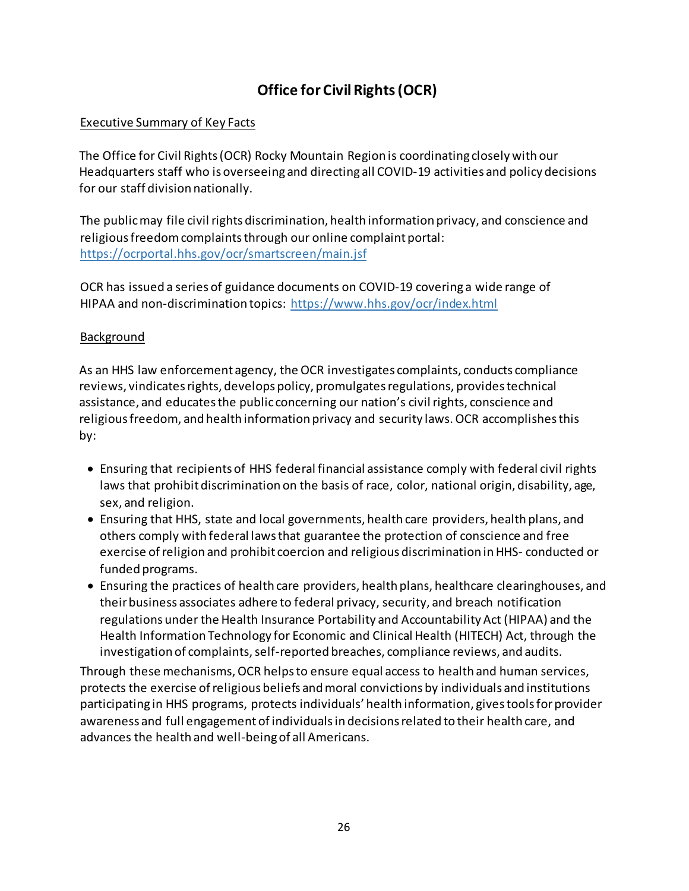# Office for Civil Rights (OCR)

## Executive Summary of Key Facts

The Office for Civil Rights (OCR) Rocky Mountain Region is coordinating closely with our Headquarters staff who is overseeing and directing all COVID-19 activities and policy decisions for our staff division nationally.

The public may file civil rights discrimination, health information privacy, and conscience and religious freedom complaints through our online complaint portal: https://ocrportal.hhs.gov/ocr/smartscreen/main.jsf

OCR has issued a series of guidance documents on COVID-19 covering a wide range of HIPAA and non-discrimination topics: https://www.hhs.gov/ocr/index.html

## Background

As an HHS law enforcement agency, the OCR investigates complaints, conducts compliance reviews, vindicates rights, develops policy, promulgates regulations, provides technical assistance, and educates the public concerning our nation's civil rights, conscience and religious freedom, and health information privacy and security laws. OCR accomplishes this by:

- Ensuring that recipients of HHS federal financial assistance comply with federal civil rights laws that prohibit discrimination on the basis of race, color, national origin, disability, age, sex, and religion.
- Ensuring that HHS, state and local governments, health care providers, health plans, and others comply with federal laws that guarantee the protection of conscience and free exercise of religion and prohibit coercion and religious discrimination in HHS- conducted or funded programs.
- Ensuring the practices of health care providers, health plans, healthcare clearinghouses, and their business associates adhere to federal privacy, security, and breach notification regulations under the Health Insurance Portability and Accountability Act (HIPAA) and the Health Information Technology for Economic and Clinical Health (HITECH) Act, through the investigation of complaints, self-reported breaches, compliance reviews, and audits.

Through these mechanisms, OCR helps to ensure equal access to health and human services, protects the exercise of religious beliefs and moral convictions by individuals and institutions participating in HHS programs, protects individuals' health information, gives tools for provider awareness and full engagement of individuals in decisions related to their health care, and advances the health and well-being of all Americans.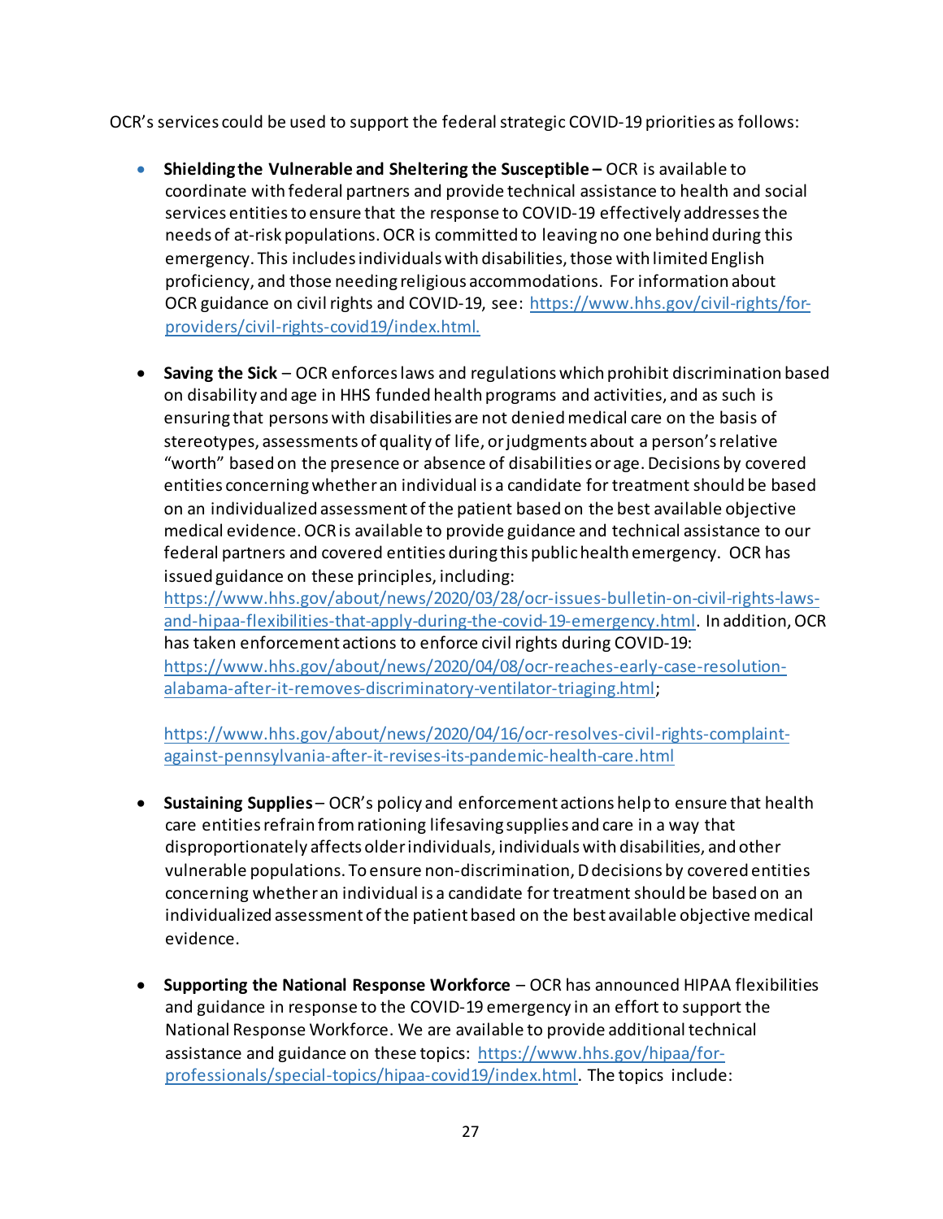OCR's services could be used to support the federal strategic COVID-19 priorities as follows:

- **Shielding the Vulnerable and Sheltering the Susceptible –** OCR is available to coordinate with federal partners and provide technical assistance to health and social services entities to ensure that the response to COVID-19 effectively addresses the needs of at-risk populations. OCR is committed to leaving no one behind during this emergency. This includes individuals with disabilities, those with limited English proficiency, and those needing religious accommodations. For information about OCR guidance on civil rights and COVID-19, see: https://www.hhs.gov/civil-rights/for-providers/civil-rights-covid19/index.html.

- **Saving the Sick** – OCR enforces laws and regulations which prohibit discrimination based on disability and age in HHS funded health programs and activities, and as such is ensuring that persons with disabilities are not denied medical care on the basis of stereotypes, assessments of quality of life, or judgments about a person's relative "worth" based on the presence or absence of disabilities or age. Decisions by covered entities concerning whether an individual is a candidate for treatment should be based on an individualized assessment of the patient based on the best available objective medical evidence. OCR is available to provide guidance and technical assistance to our federal partners and covered entities during this public health emergency. OCR has issued guidance on these principles, including: https://www.hhs.gov/about/news/2020/03/28/ocr-issues-bulletin-on-civil-rights-laws-and-hipaa-flexibilities-that-apply-during-the-covid-19-emergency.html. In addition, OCR has taken enforcement actions to enforce civil rights during COVID-19: https://www.hhs.gov/about/news/2020/04/08/ocr-reaches-early-case-resolution-alabama-after-it-removes-discriminatory-ventilator-triaging.html;

  https://www.hhs.gov/about/news/2020/04/16/ocr-resolves-civil-rights-complaint-against-pennsylvania-after-it-revises-its-pandemic-health-care.html

- **Sustaining Supplies** – OCR's policy and enforcement actions help to ensure that health care entities refrain from rationing lifesaving supplies and care in a way that disproportionately affects older individuals, individuals with disabilities, and other vulnerable populations. To ensure non-discrimination, D decisions by covered entities concerning whether an individual is a candidate for treatment should be based on an individualized assessment of the patient based on the best available objective medical evidence.

- **Supporting the National Response Workforce** – OCR has announced HIPAA flexibilities and guidance in response to the COVID-19 emergency in an effort to support the National Response Workforce. We are available to provide additional technical assistance and guidance on these topics: https://www.hhs.gov/hipaa/for-professionals/special-topics/hipaa-covid19/index.html. The topics include: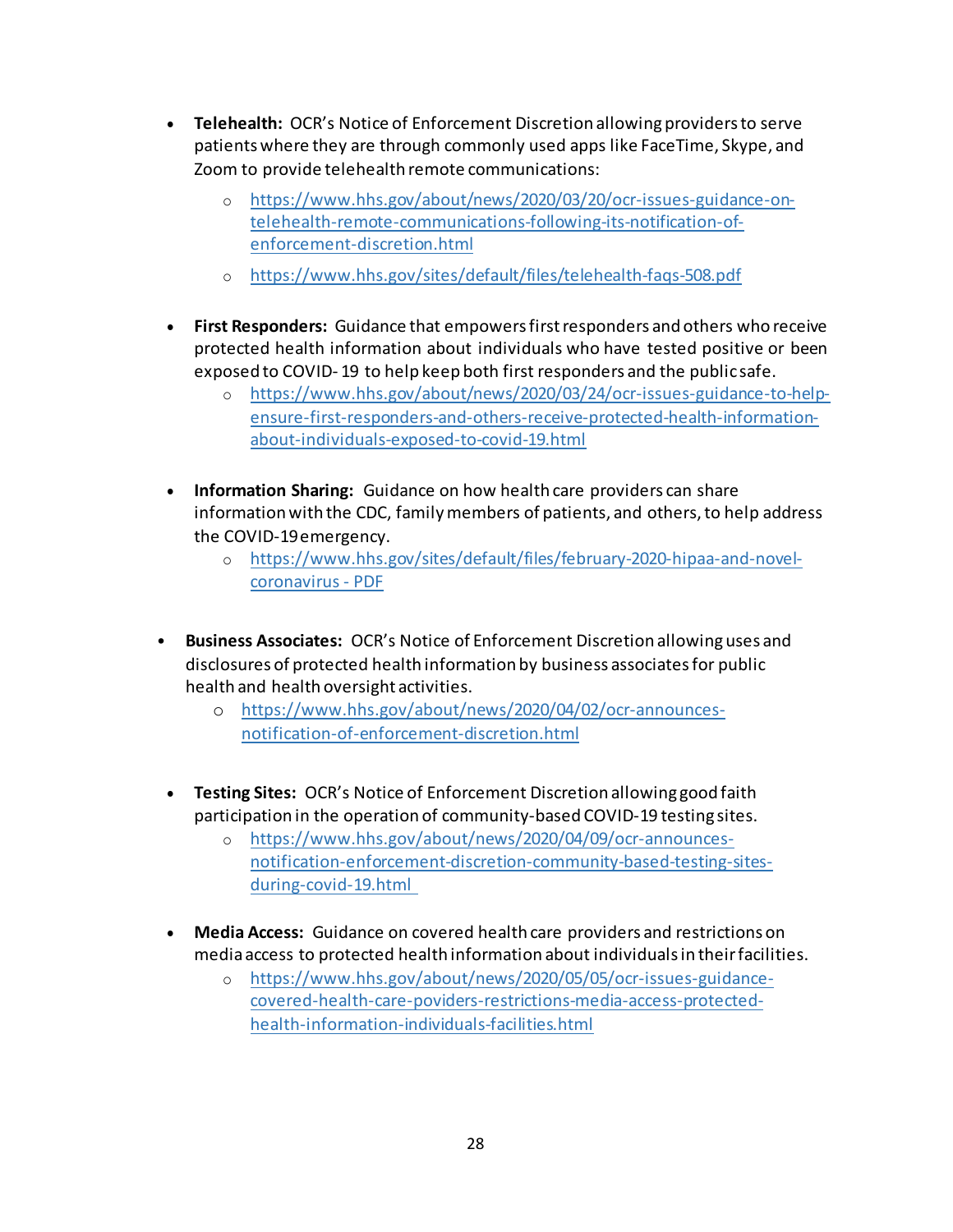- **Telehealth:** OCR's Notice of Enforcement Discretion allowing providers to serve patients where they are through commonly used apps like FaceTime, Skype, and Zoom to provide telehealth remote communications:
  - https://www.hhs.gov/about/news/2020/03/20/ocr-issues-guidance-on-telehealth-remote-communications-following-its-notification-of-enforcement-discretion.html
  - https://www.hhs.gov/sites/default/files/telehealth-faqs-508.pdf

- **First Responders:** Guidance that empowers first responders and others who receive protected health information about individuals who have tested positive or been exposed to COVID- 19 to help keep both first responders and the public safe.
  - https://www.hhs.gov/about/news/2020/03/24/ocr-issues-guidance-to-help-ensure-first-responders-and-others-receive-protected-health-information-about-individuals-exposed-to-covid-19.html

- **Information Sharing:** Guidance on how health care providers can share information with the CDC, family members of patients, and others, to help address the COVID-19 emergency.
  - https://www.hhs.gov/sites/default/files/february-2020-hipaa-and-novel-coronavirus - PDF

- **Business Associates:** OCR's Notice of Enforcement Discretion allowing uses and disclosures of protected health information by business associates for public health and health oversight activities.
  - https://www.hhs.gov/about/news/2020/04/02/ocr-announces-notification-of-enforcement-discretion.html

- **Testing Sites:** OCR's Notice of Enforcement Discretion allowing good faith participation in the operation of community-based COVID-19 testing sites.
  - https://www.hhs.gov/about/news/2020/04/09/ocr-announces-notification-enforcement-discretion-community-based-testing-sites-during-covid-19.html

- **Media Access:** Guidance on covered health care providers and restrictions on media access to protected health information about individuals in their facilities.
  - https://www.hhs.gov/about/news/2020/05/05/ocr-issues-guidance-covered-health-care-poviders-restrictions-media-access-protected-health-information-individuals-facilities.html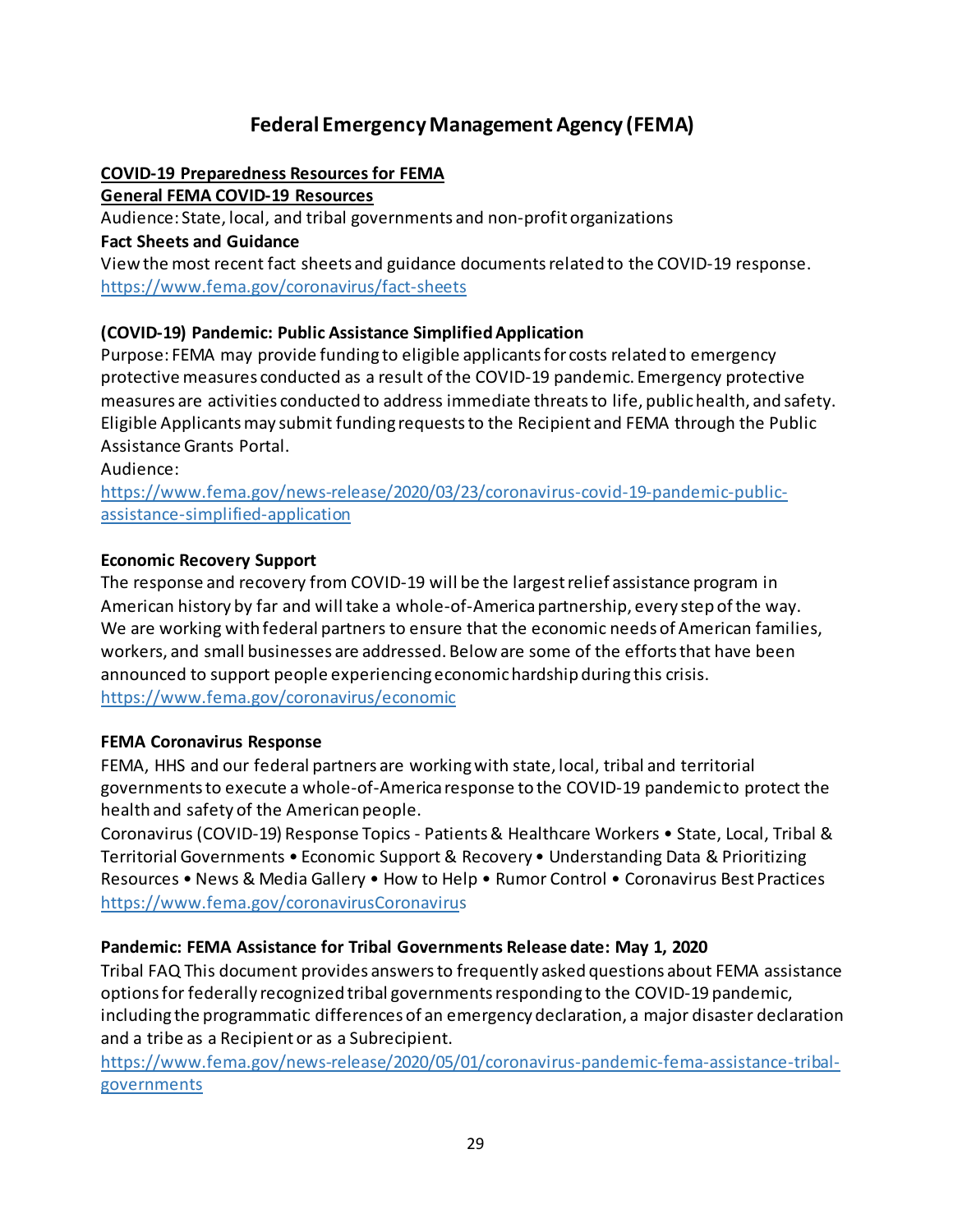# Federal Emergency Management Agency (FEMA)

**COVID-19 Preparedness Resources for FEMA**

**General FEMA COVID-19 Resources**

Audience: State, local, and tribal governments and non-profit organizations

**Fact Sheets and Guidance**

View the most recent fact sheets and guidance documents related to the COVID-19 response.
https://www.fema.gov/coronavirus/fact-sheets

**(COVID-19) Pandemic: Public Assistance Simplified Application**

Purpose: FEMA may provide funding to eligible applicants for costs related to emergency protective measures conducted as a result of the COVID-19 pandemic. Emergency protective measures are activities conducted to address immediate threats to life, public health, and safety. Eligible Applicants may submit funding requests to the Recipient and FEMA through the Public Assistance Grants Portal.

Audience:
https://www.fema.gov/news-release/2020/03/23/coronavirus-covid-19-pandemic-public-assistance-simplified-application

**Economic Recovery Support**

The response and recovery from COVID-19 will be the largest relief assistance program in American history by far and will take a whole-of-America partnership, every step of the way. We are working with federal partners to ensure that the economic needs of American families, workers, and small businesses are addressed. Below are some of the efforts that have been announced to support people experiencing economic hardship during this crisis.
https://www.fema.gov/coronavirus/economic

**FEMA Coronavirus Response**

FEMA, HHS and our federal partners are working with state, local, tribal and territorial governments to execute a whole-of-America response to the COVID-19 pandemic to protect the health and safety of the American people.

Coronavirus (COVID-19) Response Topics - Patients & Healthcare Workers • State, Local, Tribal & Territorial Governments • Economic Support & Recovery • Understanding Data & Prioritizing Resources • News & Media Gallery • How to Help • Rumor Control • Coronavirus Best Practices
https://www.fema.gov/coronavirusCoronavirus

**Pandemic: FEMA Assistance for Tribal Governments Release date: May 1, 2020**

Tribal FAQ This document provides answers to frequently asked questions about FEMA assistance options for federally recognized tribal governments responding to the COVID-19 pandemic, including the programmatic differences of an emergency declaration, a major disaster declaration and a tribe as a Recipient or as a Subrecipient.
https://www.fema.gov/news-release/2020/05/01/coronavirus-pandemic-fema-assistance-tribal-governments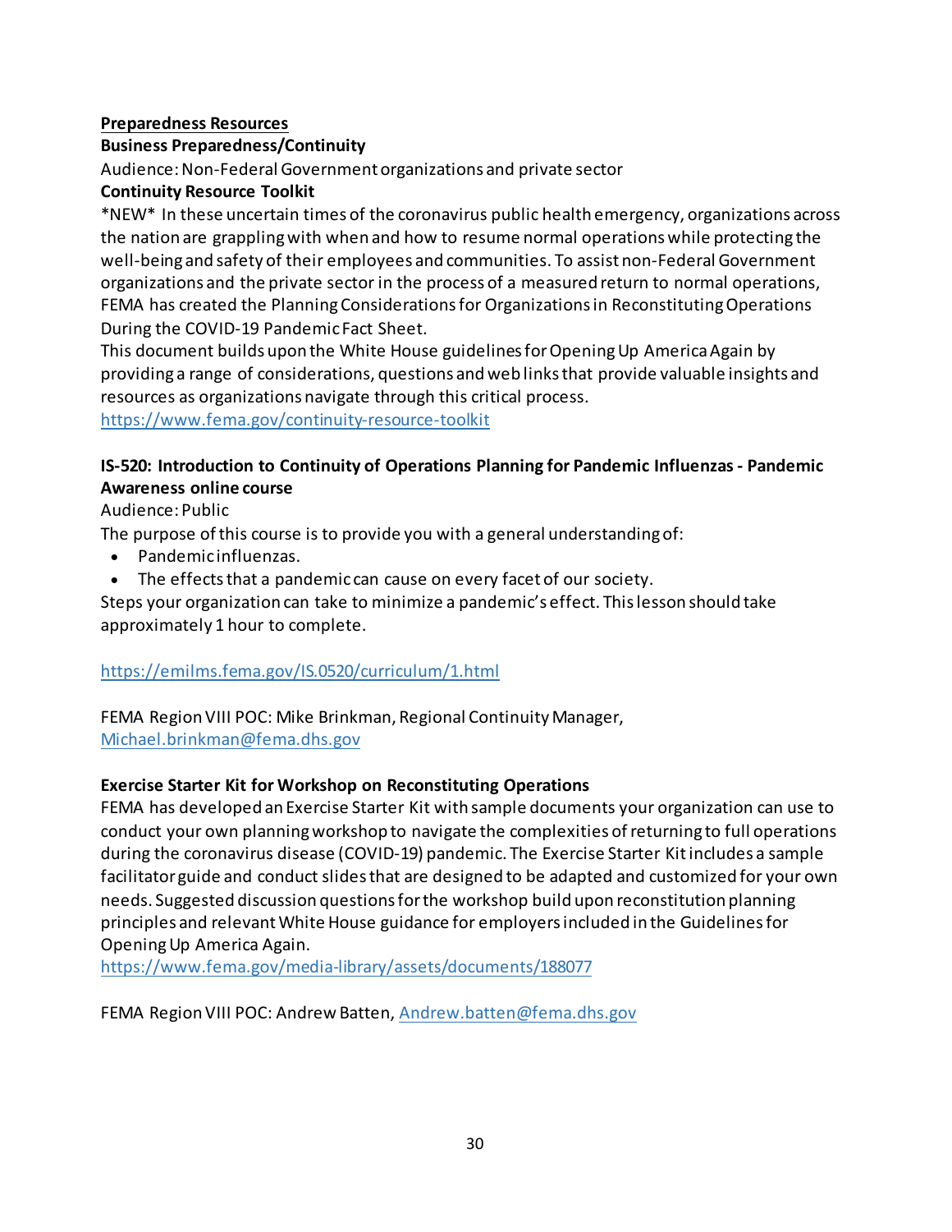**Preparedness Resources**

**Business Preparedness/Continuity**

Audience: Non-Federal Government organizations and private sector

**Continuity Resource Toolkit**

*NEW* In these uncertain times of the coronavirus public health emergency, organizations across the nation are grappling with when and how to resume normal operations while protecting the well-being and safety of their employees and communities. To assist non-Federal Government organizations and the private sector in the process of a measured return to normal operations, FEMA has created the Planning Considerations for Organizations in Reconstituting Operations During the COVID-19 Pandemic Fact Sheet.

This document builds upon the White House guidelines for Opening Up America Again by providing a range of considerations, questions and web links that provide valuable insights and resources as organizations navigate through this critical process.

https://www.fema.gov/continuity-resource-toolkit

**IS-520: Introduction to Continuity of Operations Planning for Pandemic Influenzas - Pandemic Awareness online course**

Audience: Public

The purpose of this course is to provide you with a general understanding of:

- Pandemic influenzas.
- The effects that a pandemic can cause on every facet of our society.

Steps your organization can take to minimize a pandemic's effect. This lesson should take approximately 1 hour to complete.

https://emilms.fema.gov/IS.0520/curriculum/1.html

FEMA Region VIII POC: Mike Brinkman, Regional Continuity Manager, Michael.brinkman@fema.dhs.gov

**Exercise Starter Kit for Workshop on Reconstituting Operations**

FEMA has developed an Exercise Starter Kit with sample documents your organization can use to conduct your own planning workshop to navigate the complexities of returning to full operations during the coronavirus disease (COVID-19) pandemic. The Exercise Starter Kit includes a sample facilitator guide and conduct slides that are designed to be adapted and customized for your own needs. Suggested discussion questions for the workshop build upon reconstitution planning principles and relevant White House guidance for employers included in the Guidelines for Opening Up America Again.

https://www.fema.gov/media-library/assets/documents/188077

FEMA Region VIII POC: Andrew Batten, Andrew.batten@fema.dhs.gov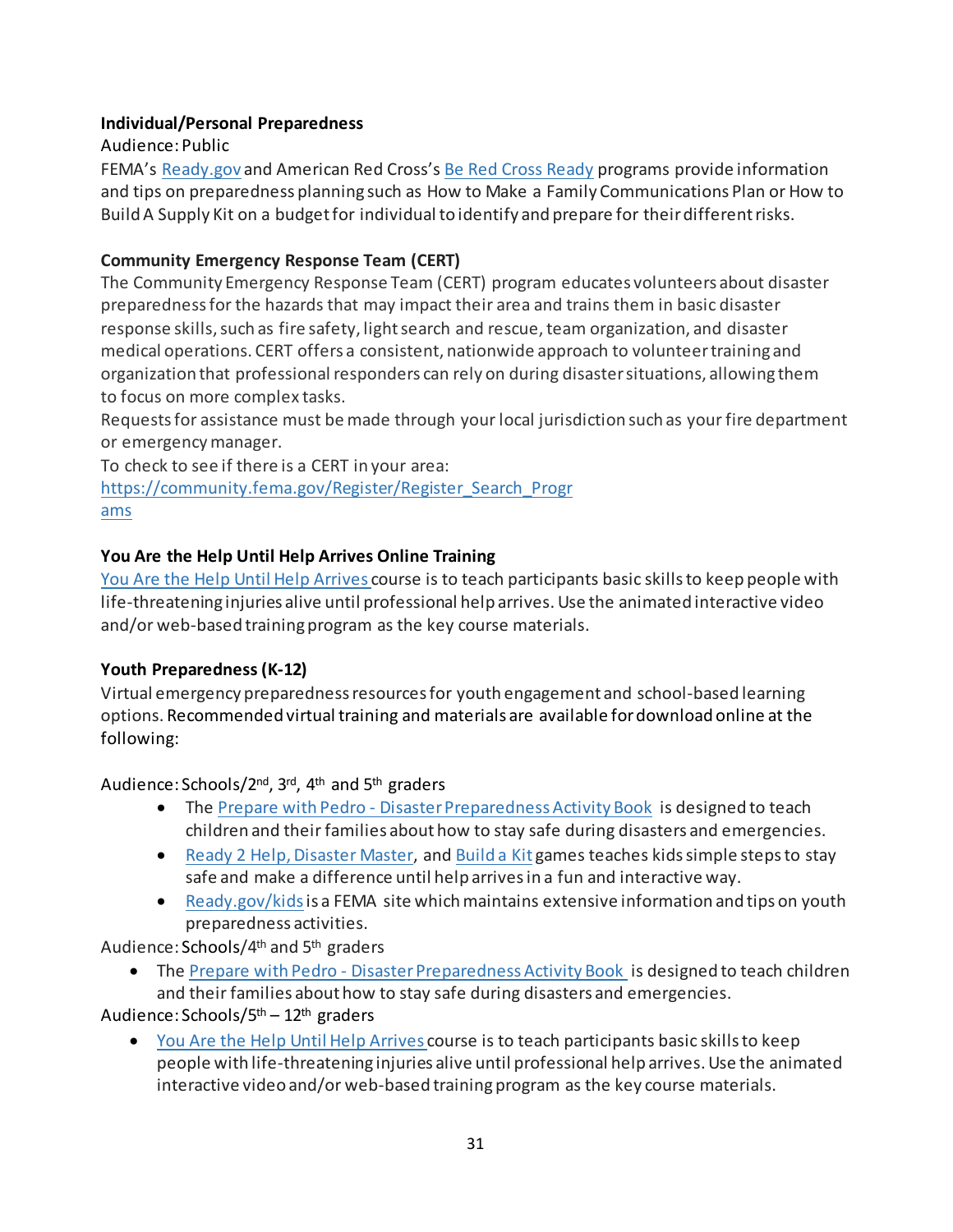**Individual/Personal Preparedness**

Audience: Public

FEMA's Ready.gov and American Red Cross's Be Red Cross Ready programs provide information and tips on preparedness planning such as How to Make a Family Communications Plan or How to Build A Supply Kit on a budget for individual to identify and prepare for their different risks.

**Community Emergency Response Team (CERT)**

The Community Emergency Response Team (CERT) program educates volunteers about disaster preparedness for the hazards that may impact their area and trains them in basic disaster response skills, such as fire safety, light search and rescue, team organization, and disaster medical operations. CERT offers a consistent, nationwide approach to volunteer training and organization that professional responders can rely on during disaster situations, allowing them to focus on more complex tasks.

Requests for assistance must be made through your local jurisdiction such as your fire department or emergency manager.

To check to see if there is a CERT in your area:
https://community.fema.gov/Register/Register_Search_Programs

**You Are the Help Until Help Arrives Online Training**

You Are the Help Until Help Arrives course is to teach participants basic skills to keep people with life-threatening injuries alive until professional help arrives. Use the animated interactive video and/or web-based training program as the key course materials.

**Youth Preparedness (K-12)**

Virtual emergency preparedness resources for youth engagement and school-based learning options. Recommended virtual training and materials are available for download online at the following:

Audience: Schools/2nd, 3rd, 4th and 5th graders

- The Prepare with Pedro - Disaster Preparedness Activity Book is designed to teach children and their families about how to stay safe during disasters and emergencies.
- Ready 2 Help, Disaster Master, and Build a Kit games teaches kids simple steps to stay safe and make a difference until help arrives in a fun and interactive way.
- Ready.gov/kids is a FEMA site which maintains extensive information and tips on youth preparedness activities.

Audience: Schools/4th and 5th graders

- The Prepare with Pedro - Disaster Preparedness Activity Book is designed to teach children and their families about how to stay safe during disasters and emergencies.

Audience: Schools/5th – 12th graders

- You Are the Help Until Help Arrives course is to teach participants basic skills to keep people with life-threatening injuries alive until professional help arrives. Use the animated interactive video and/or web-based training program as the key course materials.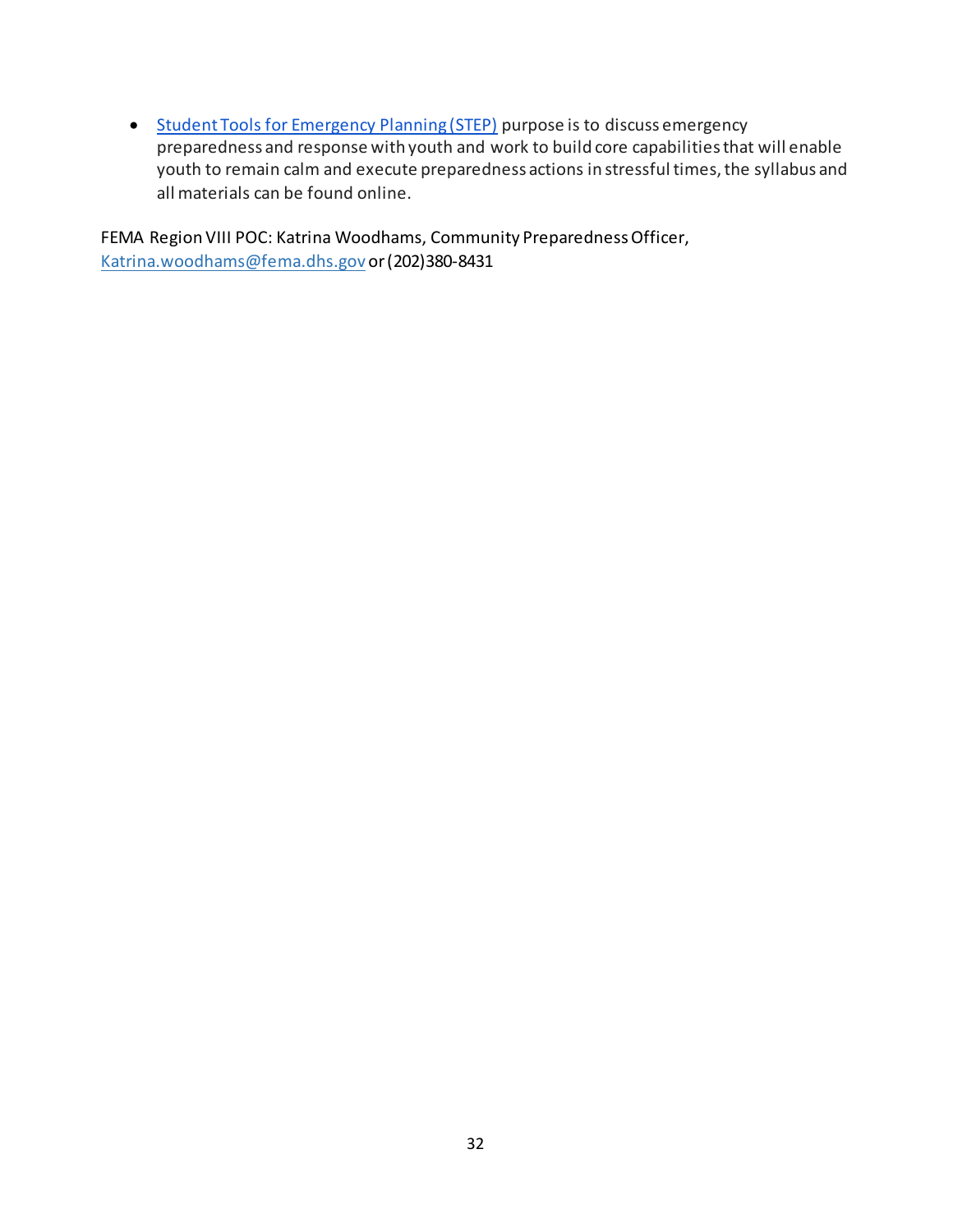- Student Tools for Emergency Planning (STEP) purpose is to discuss emergency preparedness and response with youth and work to build core capabilities that will enable youth to remain calm and execute preparedness actions in stressful times, the syllabus and all materials can be found online.

FEMA Region VIII POC: Katrina Woodhams, Community Preparedness Officer, Katrina.woodhams@fema.dhs.gov or (202)380-8431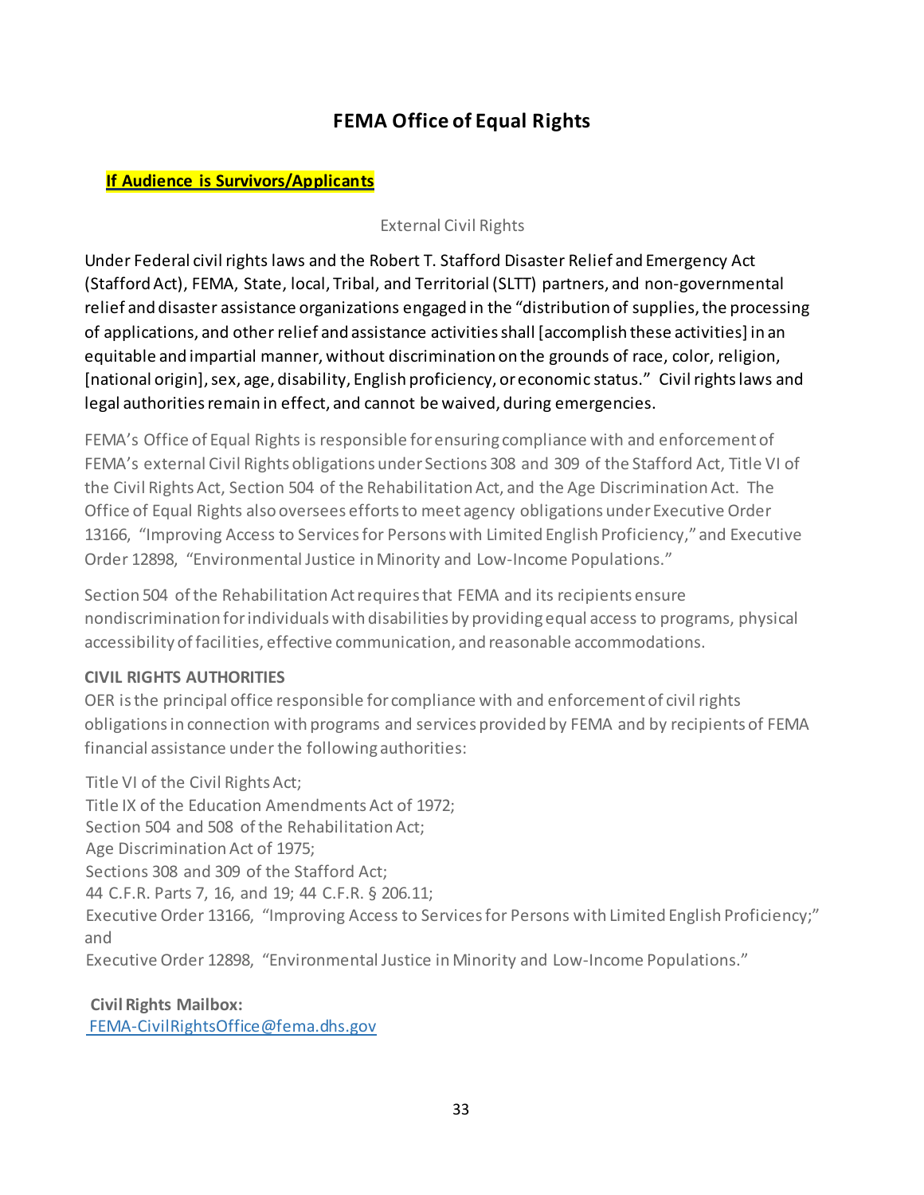## FEMA Office of Equal Rights

**If Audience is Survivors/Applicants**

External Civil Rights

Under Federal civil rights laws and the Robert T. Stafford Disaster Relief and Emergency Act (Stafford Act), FEMA, State, local, Tribal, and Territorial (SLTT) partners, and non-governmental relief and disaster assistance organizations engaged in the "distribution of supplies, the processing of applications, and other relief and assistance activities shall [accomplish these activities] in an equitable and impartial manner, without discrimination on the grounds of race, color, religion, [national origin], sex, age, disability, English proficiency, or economic status." Civil rights laws and legal authorities remain in effect, and cannot be waived, during emergencies.

FEMA's Office of Equal Rights is responsible for ensuring compliance with and enforcement of FEMA's external Civil Rights obligations under Sections 308 and 309 of the Stafford Act, Title VI of the Civil Rights Act, Section 504 of the Rehabilitation Act, and the Age Discrimination Act. The Office of Equal Rights also oversees efforts to meet agency obligations under Executive Order 13166, "Improving Access to Services for Persons with Limited English Proficiency," and Executive Order 12898, "Environmental Justice in Minority and Low-Income Populations."

Section 504 of the Rehabilitation Act requires that FEMA and its recipients ensure nondiscrimination for individuals with disabilities by providing equal access to programs, physical accessibility of facilities, effective communication, and reasonable accommodations.

**CIVIL RIGHTS AUTHORITIES**

OER is the principal office responsible for compliance with and enforcement of civil rights obligations in connection with programs and services provided by FEMA and by recipients of FEMA financial assistance under the following authorities:

Title VI of the Civil Rights Act;
Title IX of the Education Amendments Act of 1972;
Section 504 and 508 of the Rehabilitation Act;
Age Discrimination Act of 1975;
Sections 308 and 309 of the Stafford Act;
44 C.F.R. Parts 7, 16, and 19; 44 C.F.R. § 206.11;
Executive Order 13166, "Improving Access to Services for Persons with Limited English Proficiency;" and
Executive Order 12898, "Environmental Justice in Minority and Low-Income Populations."

**Civil Rights Mailbox:**
FEMA-CivilRightsOffice@fema.dhs.gov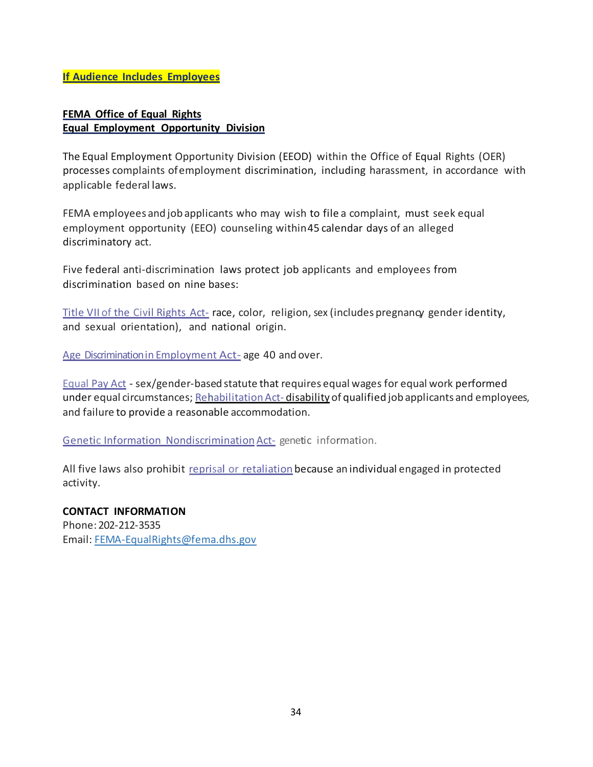**If Audience Includes Employees**

**FEMA Office of Equal Rights**
**Equal Employment Opportunity Division**

The Equal Employment Opportunity Division (EEOD) within the Office of Equal Rights (OER) processes complaints of employment discrimination, including harassment, in accordance with applicable federal laws.

FEMA employees and job applicants who may wish to file a complaint, must seek equal employment opportunity (EEO) counseling within 45 calendar days of an alleged discriminatory act.

Five federal anti-discrimination laws protect job applicants and employees from discrimination based on nine bases:

Title VII of the Civil Rights Act- race, color, religion, sex (includes pregnancy, gender identity, and sexual orientation), and national origin.

Age Discrimination in Employment Act- age 40 and over.

Equal Pay Act - sex/gender-based statute that requires equal wages for equal work performed under equal circumstances; Rehabilitation Act- disability of qualified job applicants and employees, and failure to provide a reasonable accommodation.

Genetic Information Nondiscrimination Act- genetic information.

All five laws also prohibit reprisal or retaliation because an individual engaged in protected activity.

**CONTACT INFORMATION**
Phone: 202-212-3535
Email: FEMA-EqualRights@fema.dhs.gov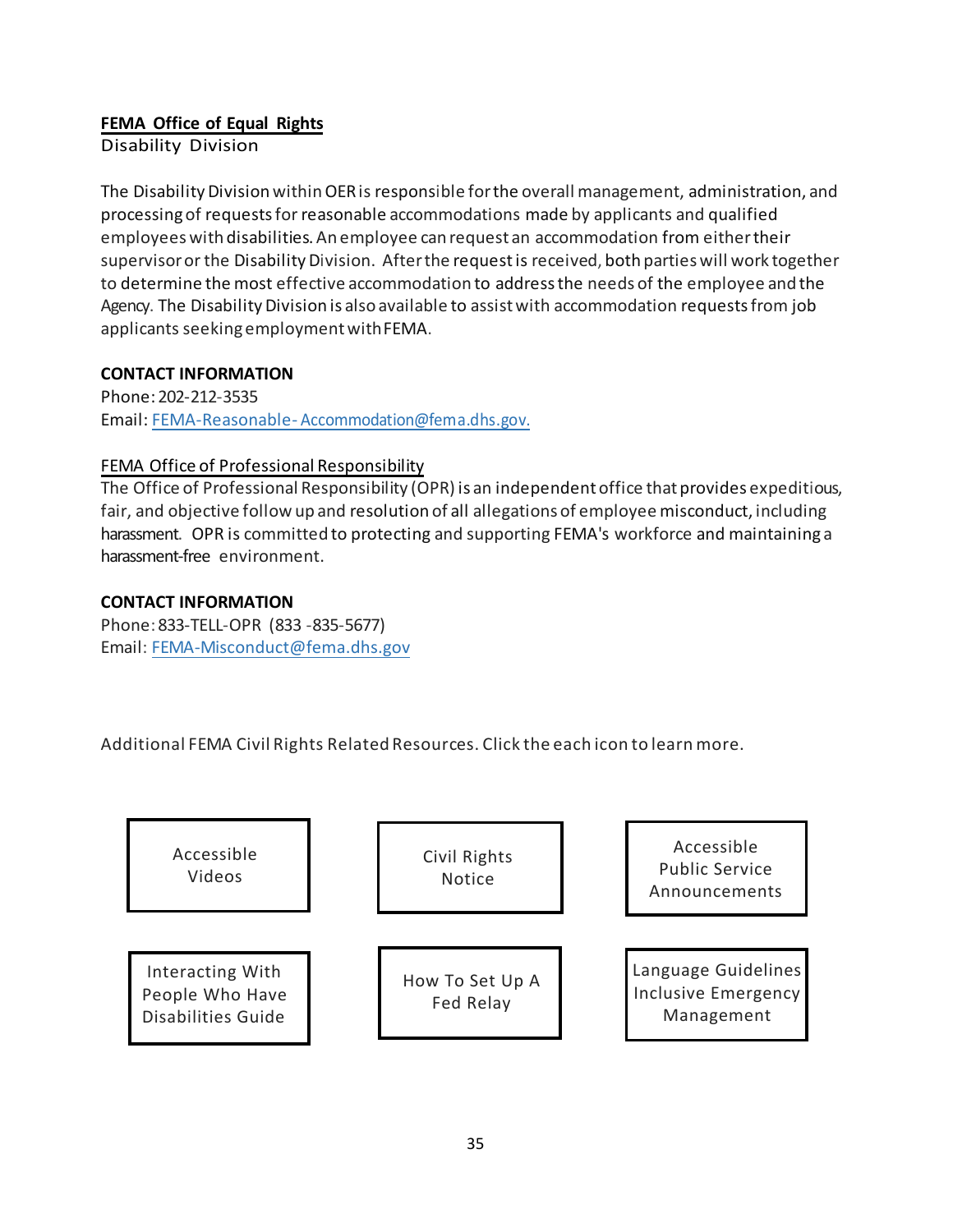**FEMA Office of Equal Rights**

Disability Division

The Disability Division within OER is responsible for the overall management, administration, and processing of requests for reasonable accommodations made by applicants and qualified employees with disabilities. An employee can request an accommodation from either their supervisor or the Disability Division. After the request is received, both parties will work together to determine the most effective accommodation to address the needs of the employee and the Agency. The Disability Division is also available to assist with accommodation requests from job applicants seeking employment with FEMA.

**CONTACT INFORMATION**

Phone: 202-212-3535
Email: FEMA-Reasonable- Accommodation@fema.dhs.gov.

FEMA Office of Professional Responsibility

The Office of Professional Responsibility (OPR) is an independent office that provides expeditious, fair, and objective follow up and resolution of all allegations of employee misconduct, including harassment. OPR is committed to protecting and supporting FEMA's workforce and maintaining a harassment-free environment.

**CONTACT INFORMATION**

Phone: 833-TELL-OPR (833 -835-5677)
Email: FEMA-Misconduct@fema.dhs.gov

Additional FEMA Civil Rights Related Resources. Click the each icon to learn more.

- Accessible Videos
- Civil Rights Notice
- Accessible Public Service Announcements
- Interacting With People Who Have Disabilities Guide
- How To Set Up A Fed Relay
- Language Guidelines Inclusive Emergency Management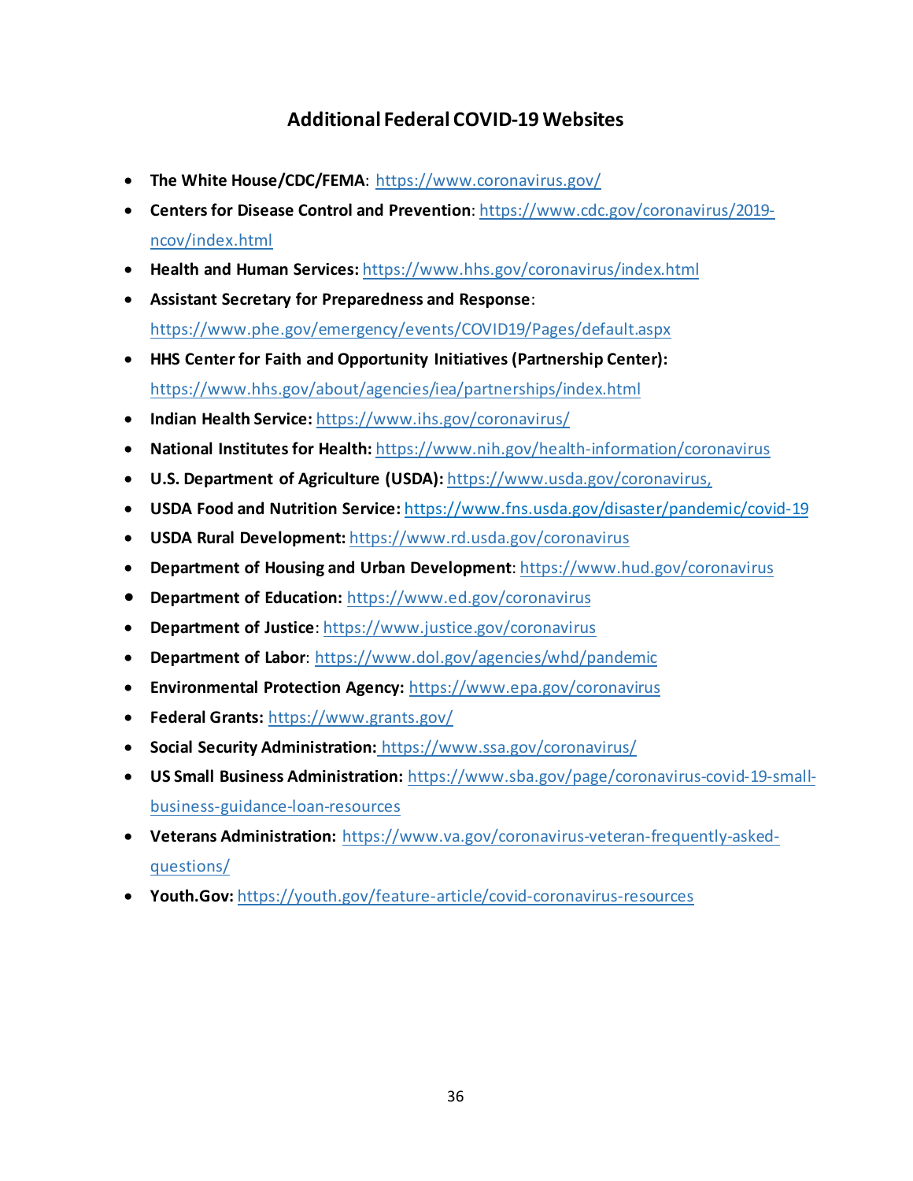## Additional Federal COVID-19 Websites

- **The White House/CDC/FEMA**: https://www.coronavirus.gov/
- **Centers for Disease Control and Prevention**: https://www.cdc.gov/coronavirus/2019-ncov/index.html
- **Health and Human Services:** https://www.hhs.gov/coronavirus/index.html
- **Assistant Secretary for Preparedness and Response**: https://www.phe.gov/emergency/events/COVID19/Pages/default.aspx
- **HHS Center for Faith and Opportunity Initiatives (Partnership Center):** https://www.hhs.gov/about/agencies/iea/partnerships/index.html
- **Indian Health Service:** https://www.ihs.gov/coronavirus/
- **National Institutes for Health:** https://www.nih.gov/health-information/coronavirus
- **U.S. Department of Agriculture (USDA):** https://www.usda.gov/coronavirus,
- **USDA Food and Nutrition Service:** https://www.fns.usda.gov/disaster/pandemic/covid-19
- **USDA Rural Development:** https://www.rd.usda.gov/coronavirus
- **Department of Housing and Urban Development**: https://www.hud.gov/coronavirus
- **Department of Education:** https://www.ed.gov/coronavirus
- **Department of Justice**: https://www.justice.gov/coronavirus
- **Department of Labor**: https://www.dol.gov/agencies/whd/pandemic
- **Environmental Protection Agency:** https://www.epa.gov/coronavirus
- **Federal Grants:** https://www.grants.gov/
- **Social Security Administration:** https://www.ssa.gov/coronavirus/
- **US Small Business Administration:** https://www.sba.gov/page/coronavirus-covid-19-small-business-guidance-loan-resources
- **Veterans Administration:** https://www.va.gov/coronavirus-veteran-frequently-asked-questions/
- **Youth.Gov:** https://youth.gov/feature-article/covid-coronavirus-resources